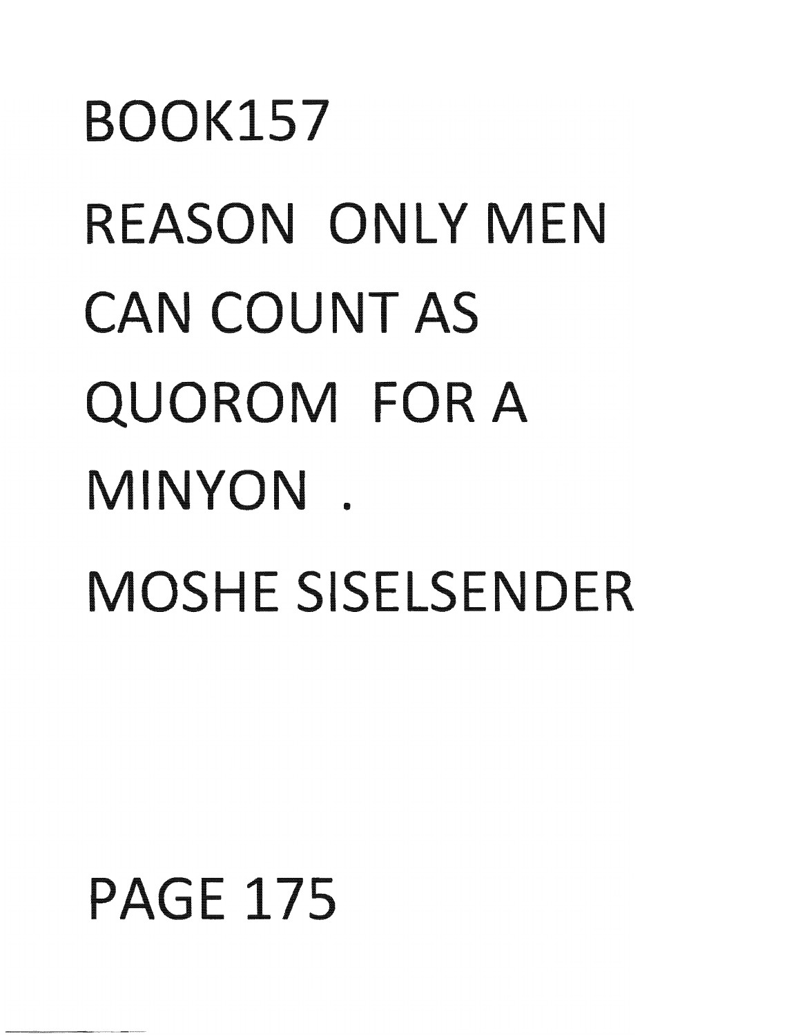# BOOK157

# REASON ONLY MEN CAN COUNT AS QUOROM FOR A MINYON .

# MOSHE SISELSENDER

PAGE 175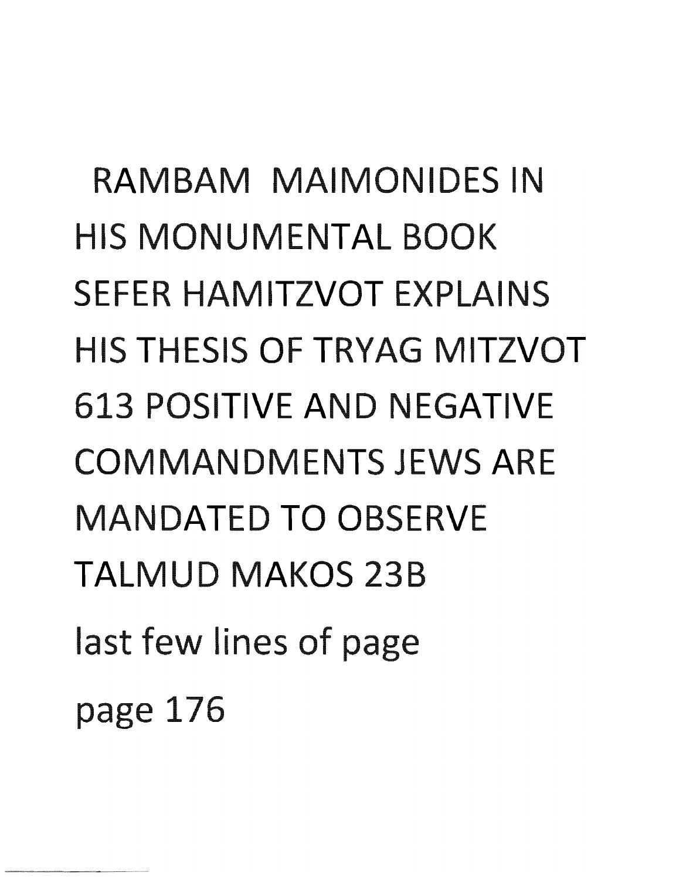RAMBAM MAIMONIDES IN HIS MONUMENTAL BOOK SEFER HAMITZVOT EXPLAINS HIS THESIS OF TRYAG MITZVOT 613 POSITIVE AND NEGATIVE COMMANDMENTS JEWS ARE MANDATED TO OBSERVE TALMUD MAKOS 23B

last few lines of page

page 176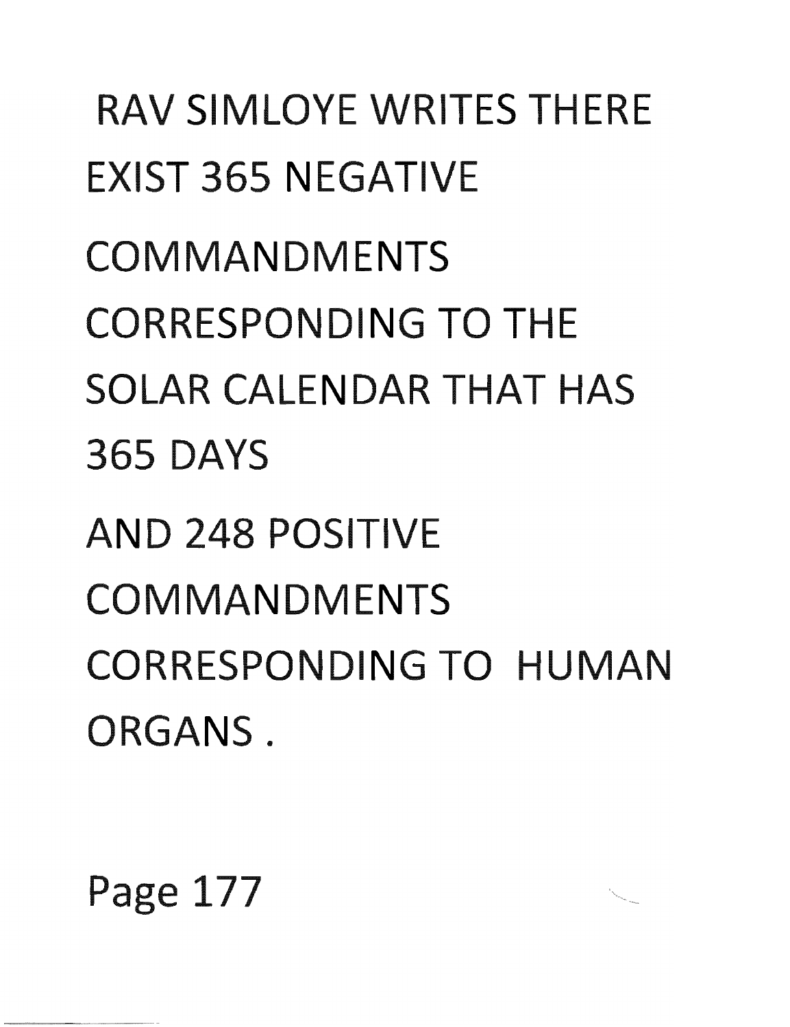RAV SIMLOYE WRITES THERE EXIST 365 NEGATIVE COMMANDMENTS CORRESPONDING TO THE SOLAR CALENDAR THAT HAS 365 DAYS

AND 248 POSITIVE COMMANDMENTS CORRESPONDING TO HUMAN ORGANS .

Page 177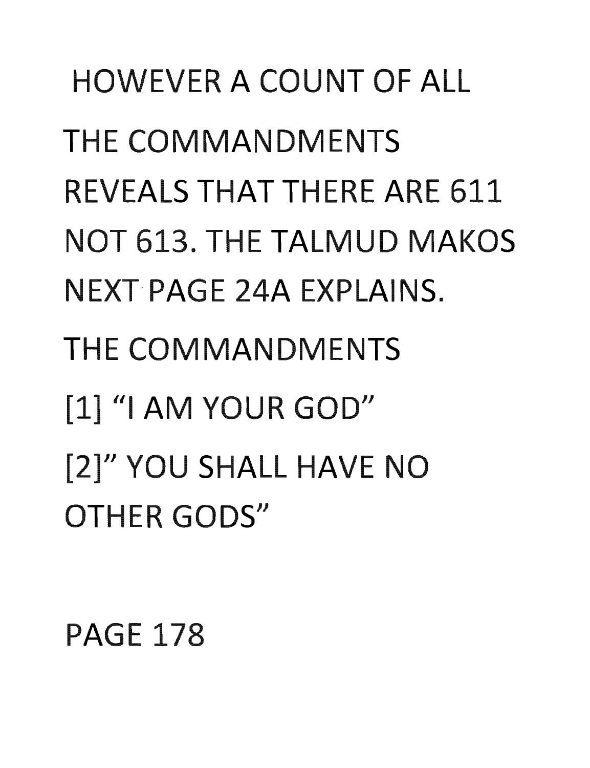HOWEVER A COUNT OF ALL THE COMMANDMENTS REVEALS THAT THERE ARE 611 NOT 613. THE TALMUD MAKOS NEXT PAGE 24A EXPLAINS.

THE COMMANDMENTS

[1] "I AM YOUR GOD"

[2]" YOU SHALL HAVE NO OTHER GODS"

PAGE 178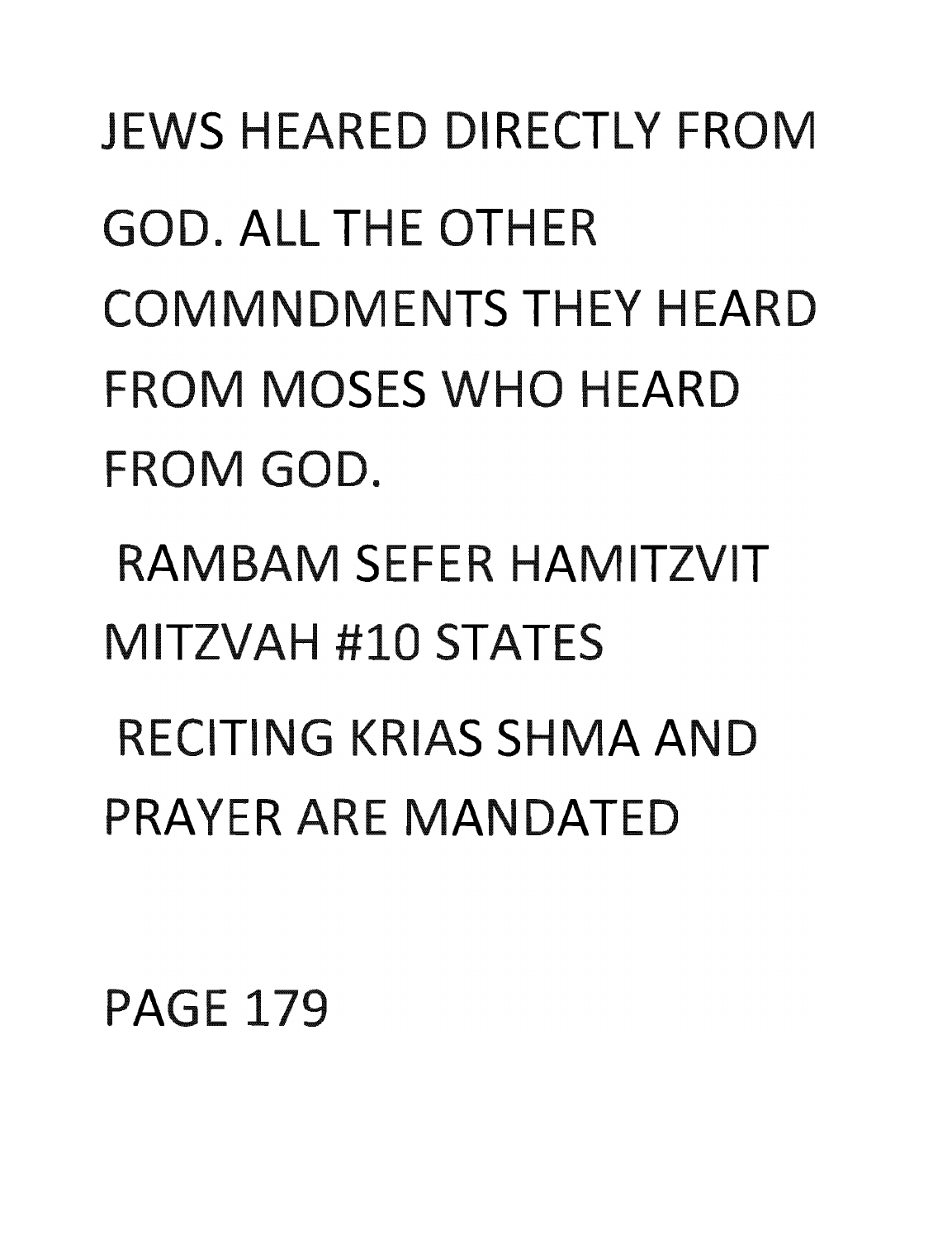JEWS HEARED DIRECTLY FROM GOD. ALL THE OTHER COMMNDMENTS THEY HEARD FROM MOSES WHO HEARD FROM GOD.

RAMBAM SEFER HAMITZVIT MITZVAH #10 STATES

RECITING KRIAS SHMA AND PRAYER ARE MANDATED

PAGE 179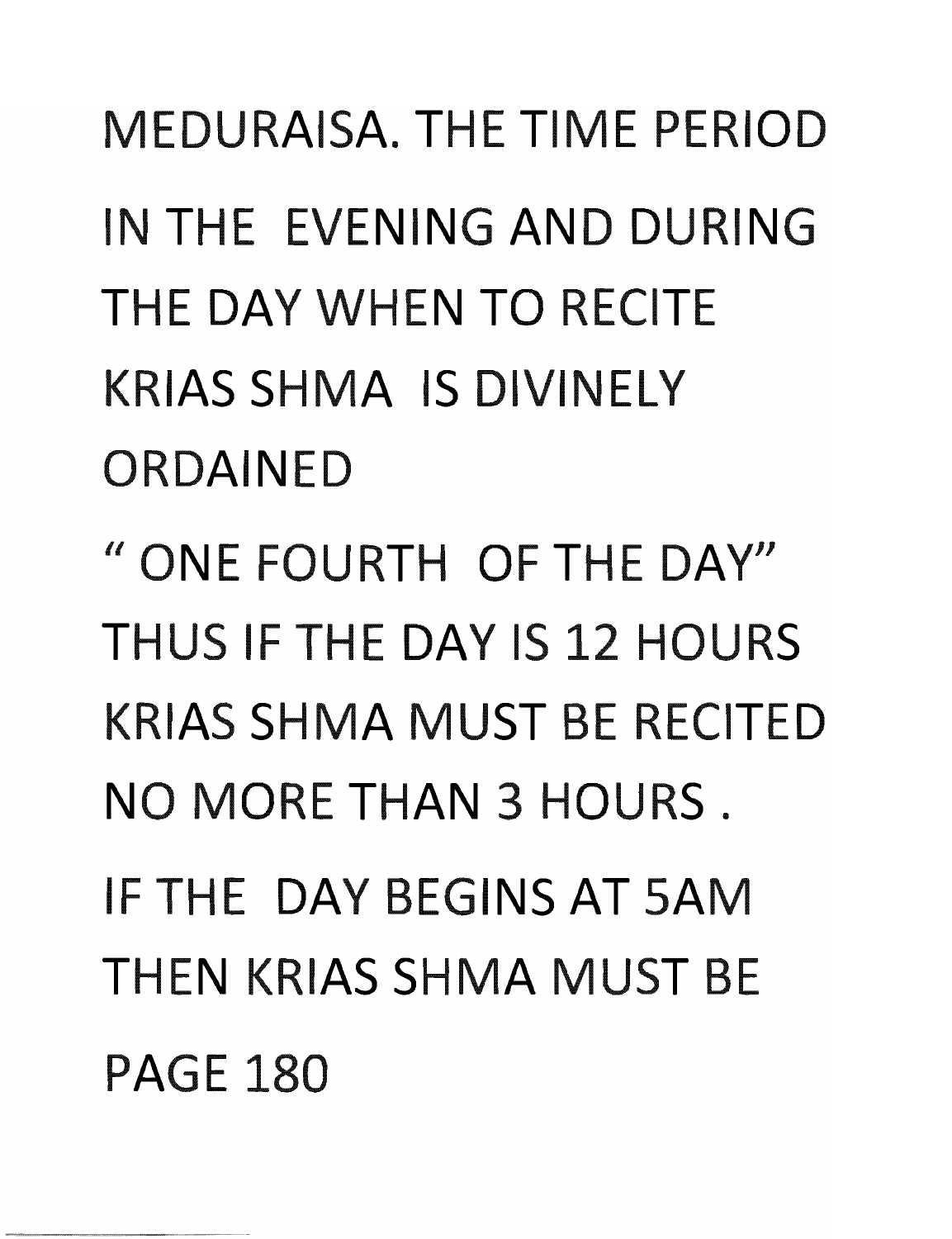MEDURAISA. THE TIME PERIOD IN THE EVENING AND DURING THE DAY WHEN TO RECITE KRIAS SHMA IS DIVINELY ORDAINED

" ONE FOURTH OF THE DAY" THUS IF THE DAY IS 12 HOURS KRIAS SHMA MUST BE RECITED NO MORE THAN 3 HOURS .

IF THE DAY BEGINS AT 5AM THEN KRIAS SHMA MUST BE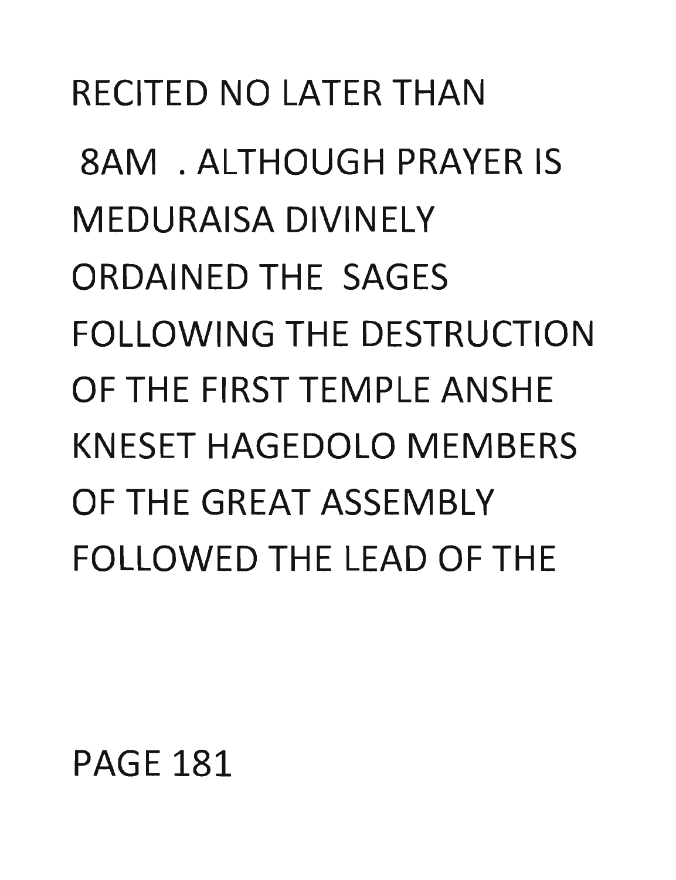RECITED NO LATER THAN 8AM . ALTHOUGH PRAYER IS MEDURAISA DIVINELY ORDAINED THE SAGES FOLLOWING THE DESTRUCTION OF THE FIRST TEMPLE ANSHE KNESET HAGEDOLO MEMBERS OF THE GREAT ASSEMBLY FOLLOWED THE LEAD OF THE

PAGE 181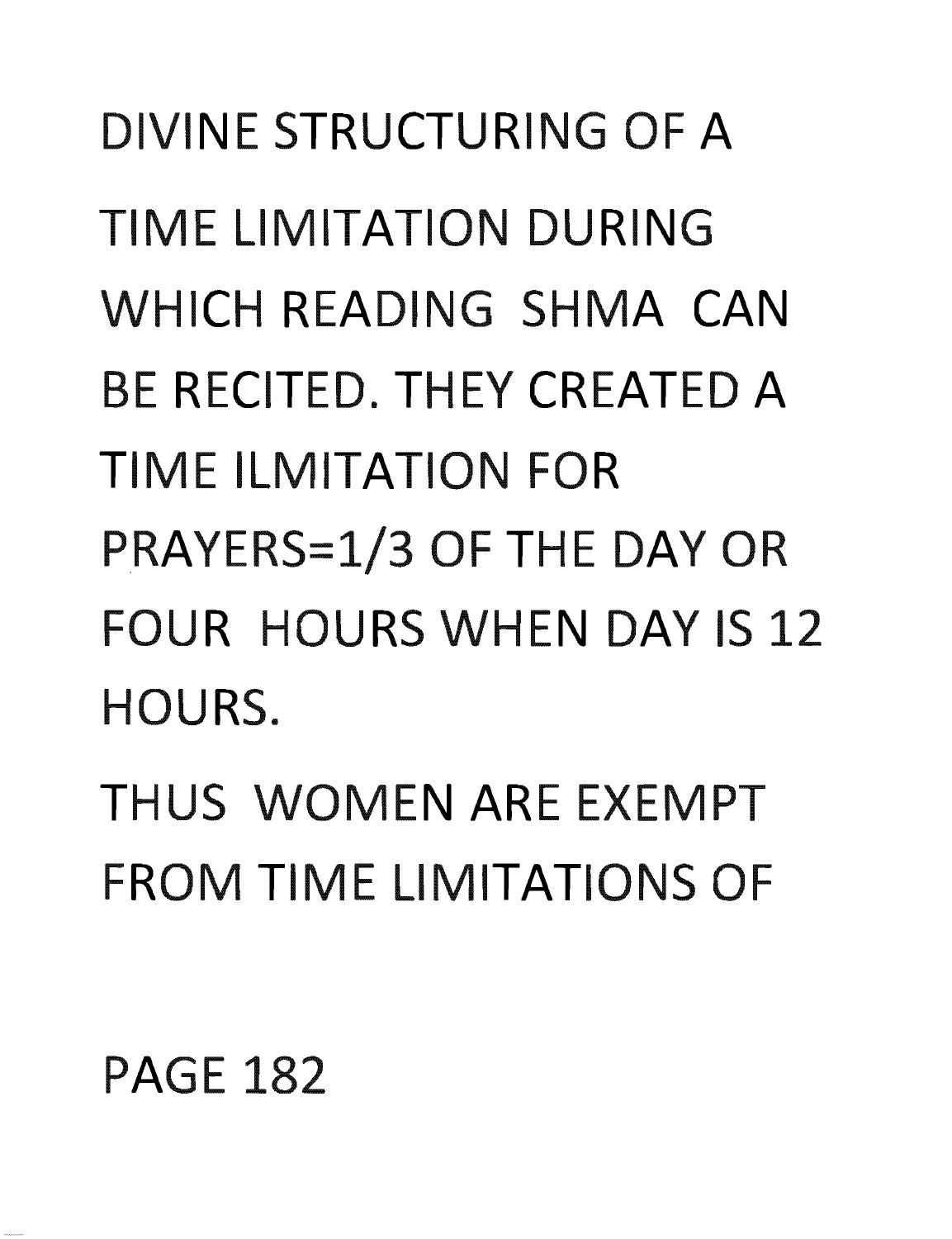DIVINE STRUCTURING OF A TIME LIMITATION DURING WHICH READING SHMA CAN BE RECITED. THEY CREATED A TIME ILMITATION FOR PRAYERS=1/3 OF THE DAY OR FOUR HOURS WHEN DAY IS 12 HOURS.

THUS WOMEN ARE EXEMPT FROM TIME LIMITATIONS OF

PAGE 182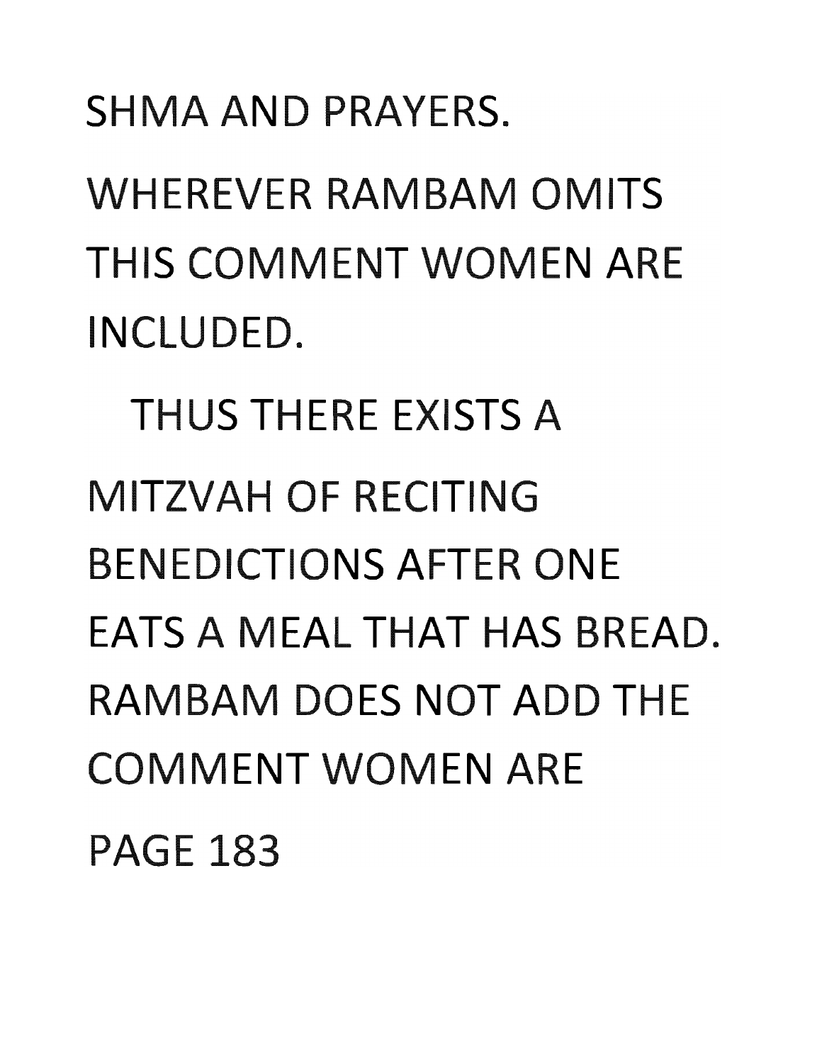SHMA AND PRAYERS.

WHEREVER RAMBAM OMITS THIS COMMENT WOMEN ARE INCLUDED.

THUS THERE EXISTS A MITZVAH OF RECITING BENEDICTIONS AFTER ONE EATS A MEAL THAT HAS BREAD. RAMBAM DOES NOT ADD THE COMMENT WOMEN ARE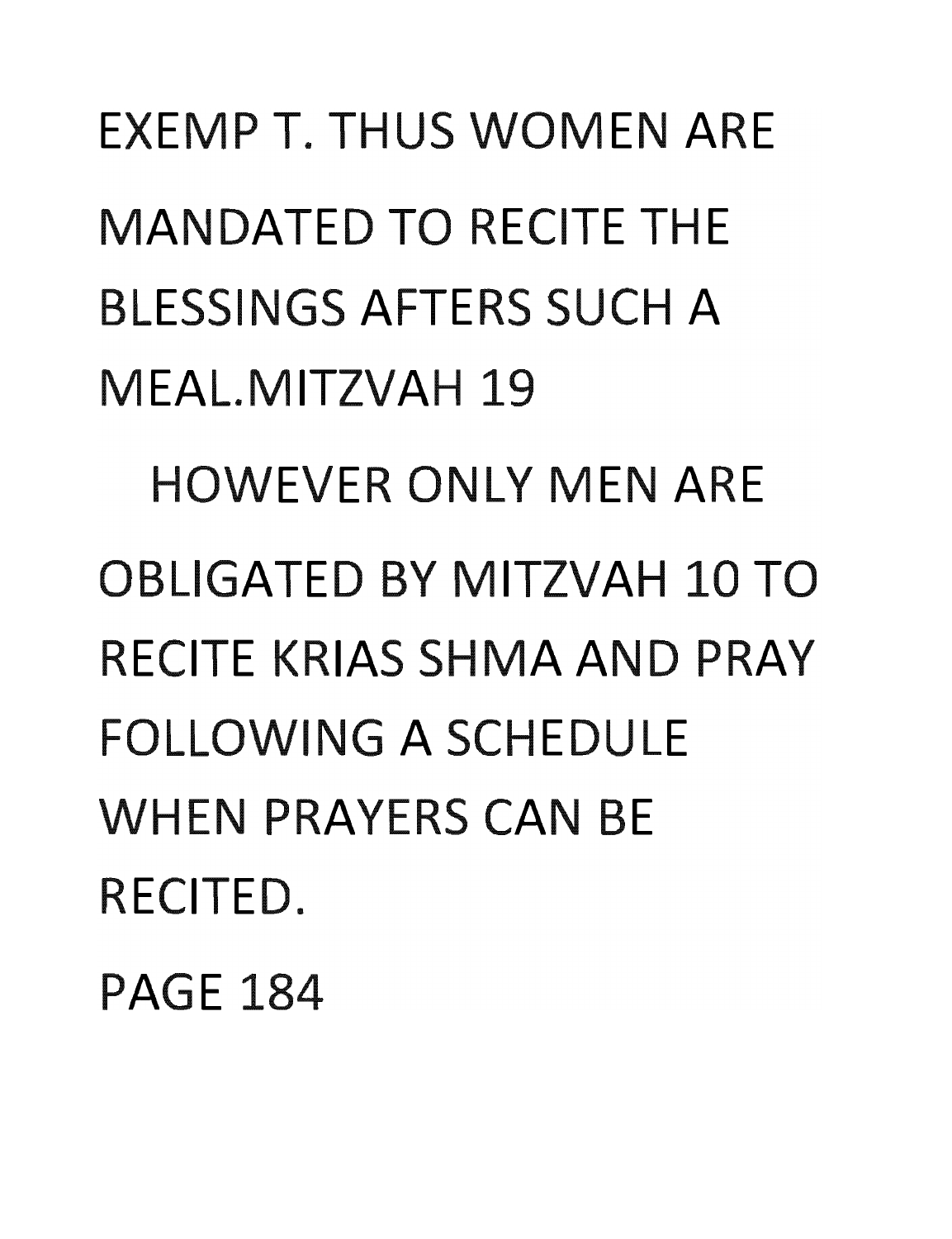EXEMP T. THUS WOMEN ARE MANDATED TO RECITE THE BLESSINGS AFTERS SUCH A MEAL.MITZVAH 19

HOWEVER ONLY MEN ARE OBLIGATED BY MITZVAH 10 TO RECITE KRIAS SHMA AND PRAY FOLLOWING A SCHEDULE WHEN PRAYERS CAN BE RECITED.

PAGE 184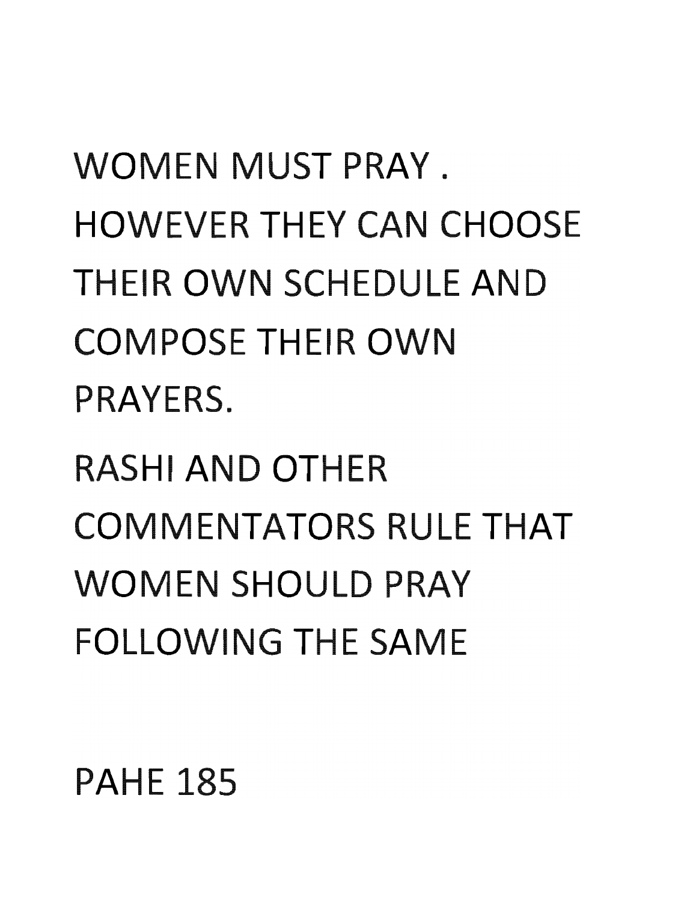WOMEN MUST PRAY . HOWEVER THEY CAN CHOOSE THEIR OWN SCHEDULE AND COMPOSE THEIR OWN PRAYERS.

RASHI AND OTHER COMMENTATORS RULE THAT WOMEN SHOULD PRAY FOLLOWING THE SAME

PAHE 185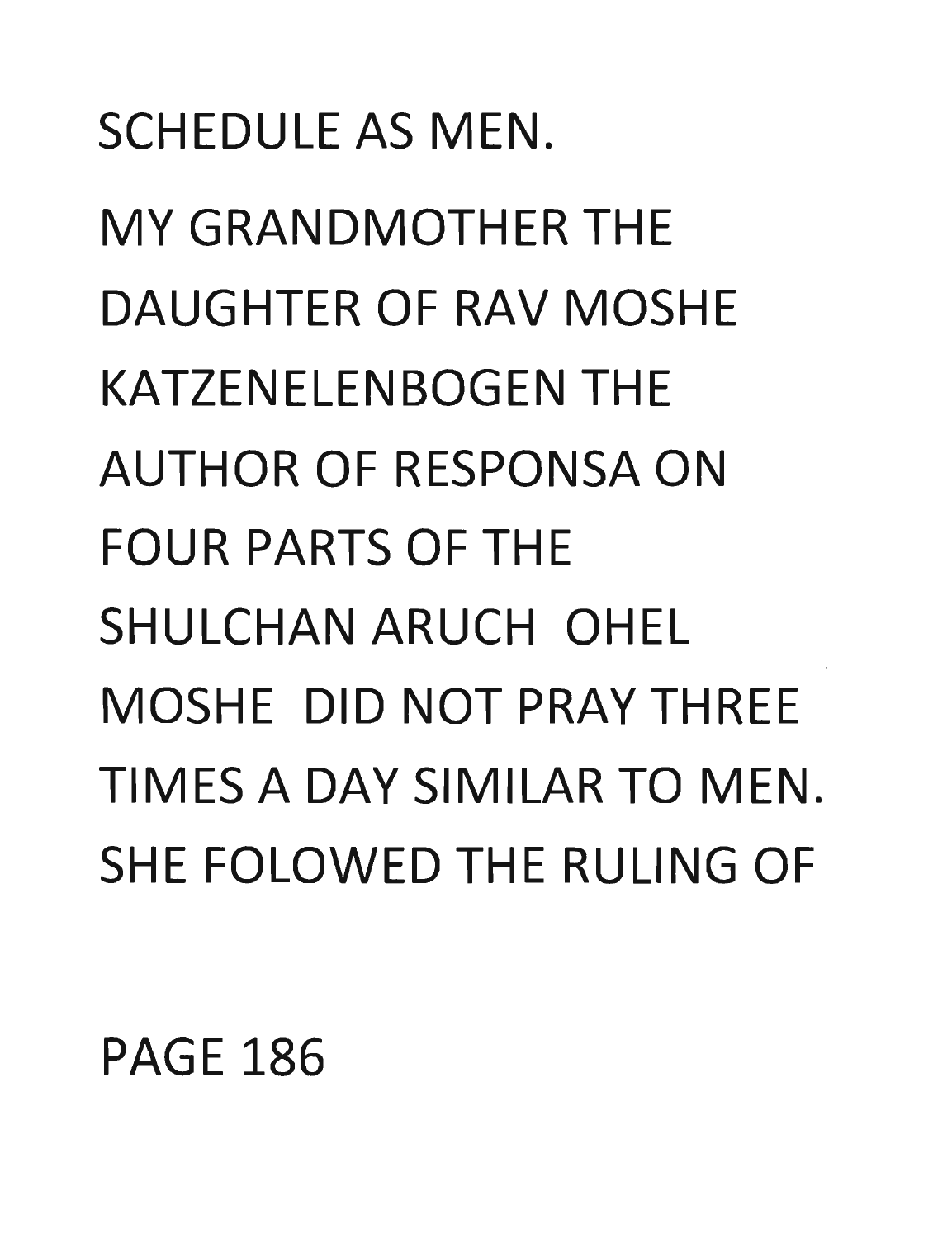SCHEDULE AS MEN.

MY GRANDMOTHER THE DAUGHTER OF RAV MOSHE KATZENELENBOGEN THE AUTHOR OF RESPONSA ON FOUR PARTS OF THE SHULCHAN ARUCH OHEL MOSHE DID NOT PRAY THREE TIMES A DAY SIMILAR TO MEN. SHE FOLOWED THE RULING OF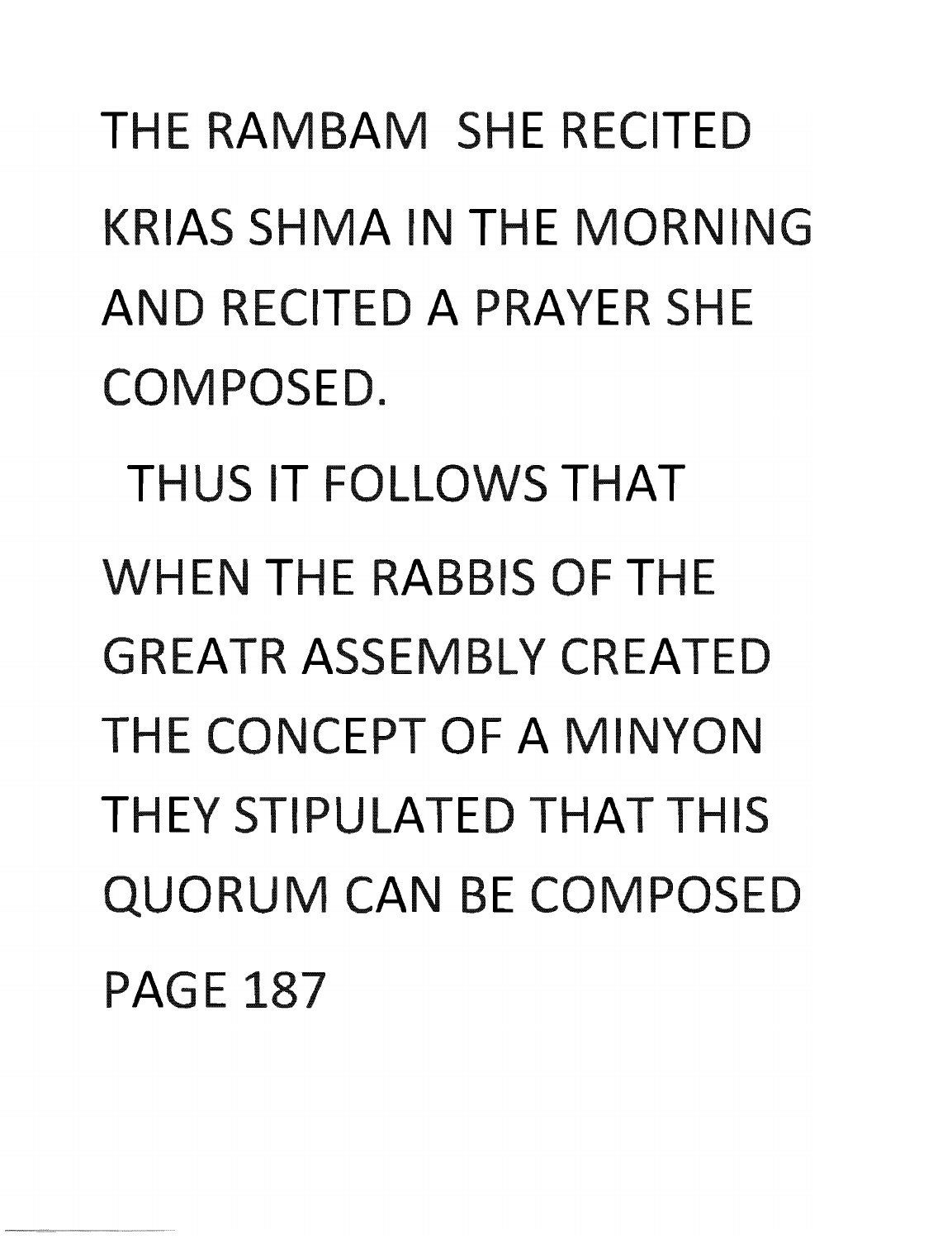THE RAMBAM SHE RECITED KRIAS SHMA IN THE MORNING AND RECITED A PRAYER SHE COMPOSED.

THUS IT FOLLOWS THAT WHEN THE RABBIS OF THE GREATR ASSEMBLY CREATED THE CONCEPT OF A MINYON THEY STIPULATED THAT THIS QUORUM CAN BE COMPOSED

PAGE 187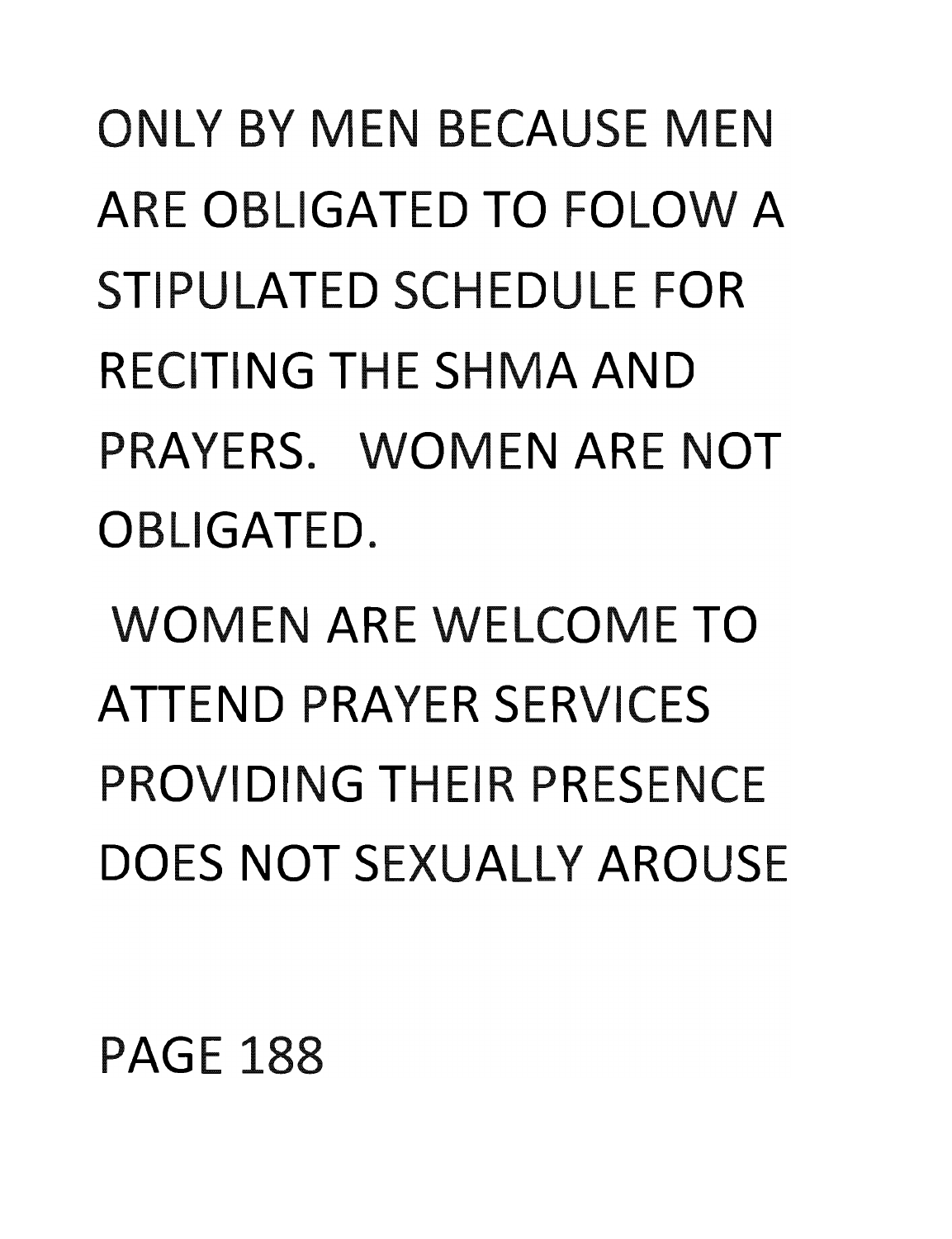ONLY BY MEN BECAUSE MEN ARE OBLIGATED TO FOLOW A STIPULATED SCHEDULE FOR RECITING THE SHMA AND PRAYERS. WOMEN ARE NOT OBLIGATED.

WOMEN ARE WELCOME TO ATTEND PRAYER SERVICES PROVIDING THEIR PRESENCE DOES NOT SEXUALLY AROUSE

PAGE 188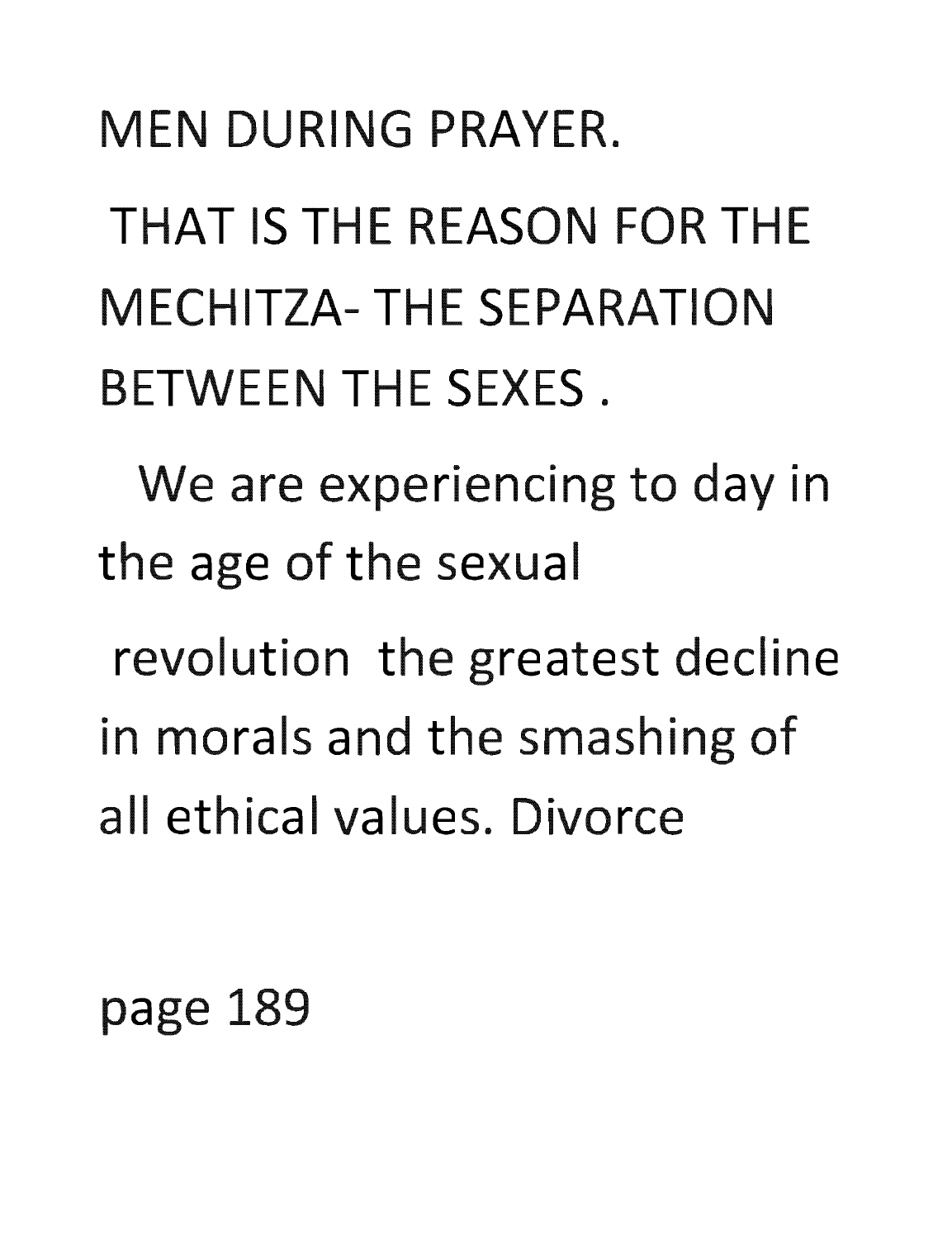MEN DURING PRAYER.

THAT IS THE REASON FOR THE MECHITZA- THE SEPARATION BETWEEN THE SEXES .

We are experiencing to day in the age of the sexual revolution the greatest decline in morals and the smashing of all ethical values. Divorce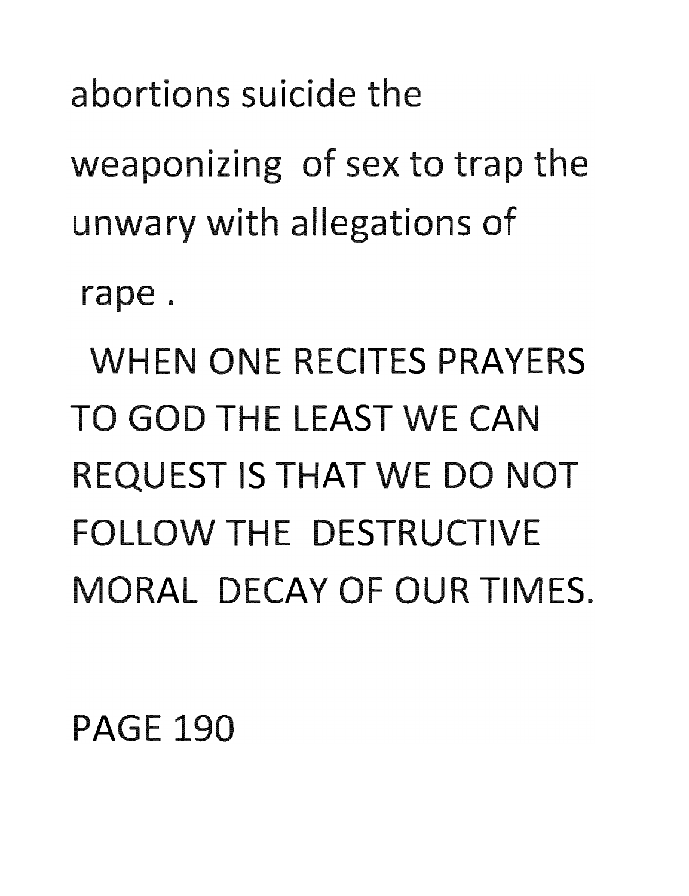abortions suicide the weaponizing of sex to trap the unwary with allegations of rape .

WHEN ONE RECITES PRAYERS TO GOD THE LEAST WE CAN REQUEST IS THAT WE DO NOT FOLLOW THE DESTRUCTIVE MORAL DECAY OF OUR TIMES.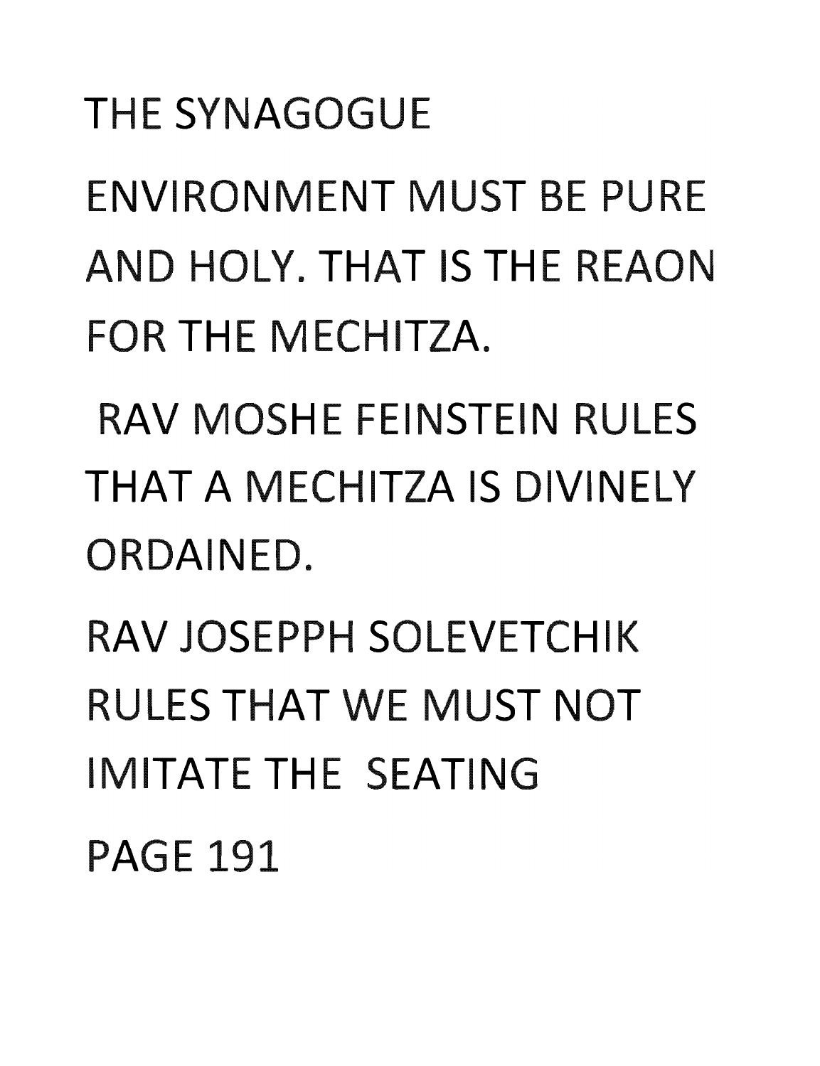THE SYNAGOGUE

ENVIRONMENT MUST BE PURE AND HOLY. THAT IS THE REAON FOR THE MECHITZA.

RAV MOSHE FEINSTEIN RULES THAT A MECHITZA IS DIVINELY ORDAINED.

RAV JOSEPPH SOLEVETCHIK RULES THAT WE MUST NOT IMITATE THE SEATING

PAGE 191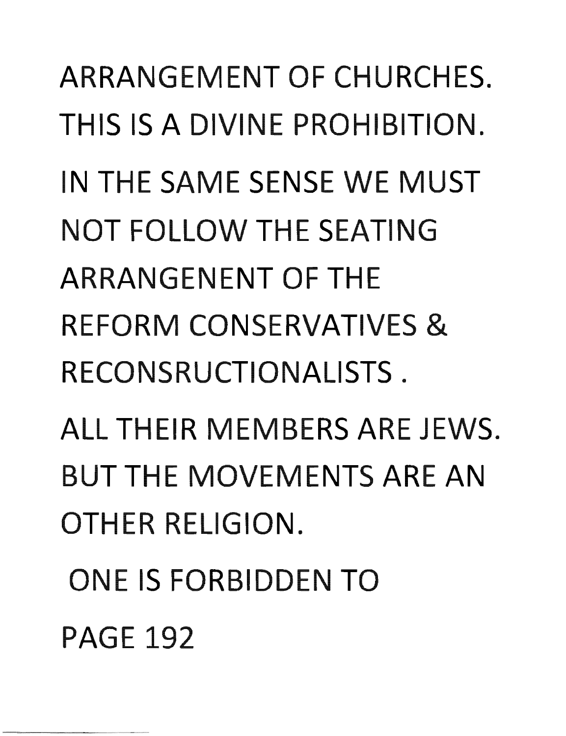ARRANGEMENT OF CHURCHES. THIS IS A DIVINE PROHIBITION.

IN THE SAME SENSE WE MUST NOT FOLLOW THE SEATING ARRANGENENT OF THE REFORM CONSERVATIVES & RECONSRUCTIONALISTS .

ALL THEIR MEMBERS ARE JEWS. BUT THE MOVEMENTS ARE AN OTHER RELIGION.

ONE IS FORBIDDEN TO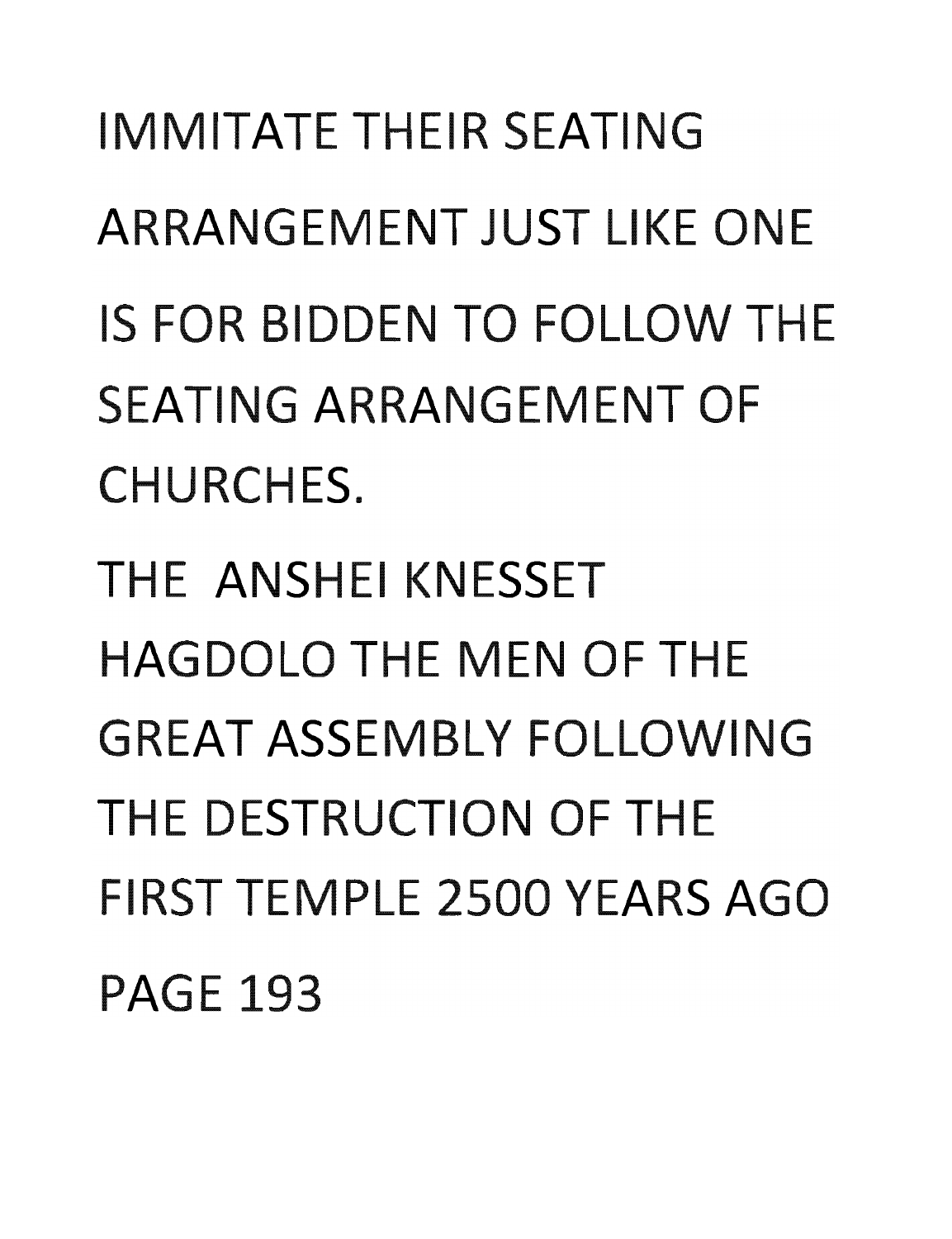IMMITATE THEIR SEATING ARRANGEMENT JUST LIKE ONE IS FOR BIDDEN TO FOLLOW THE SEATING ARRANGEMENT OF CHURCHES.

THE ANSHEI KNESSET HAGDOLO THE MEN OF THE GREAT ASSEMBLY FOLLOWING THE DESTRUCTION OF THE FIRST TEMPLE 2500 YEARS AGO

PAGE 193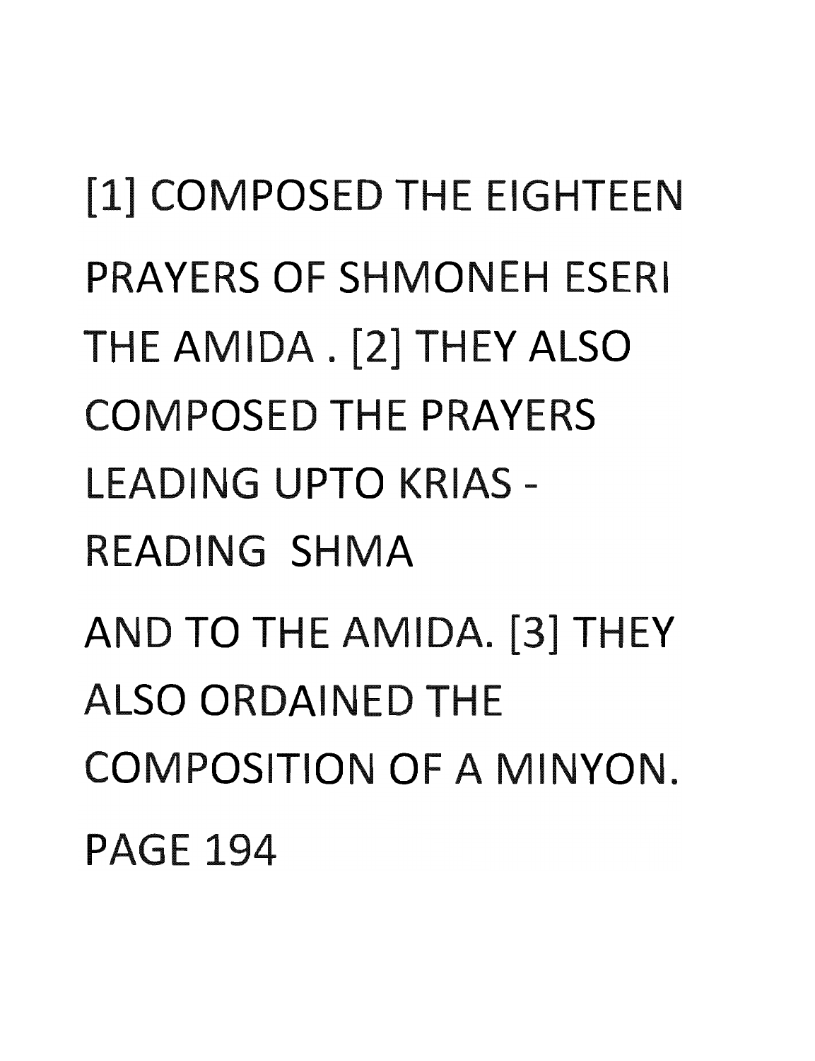[1] COMPOSED THE EIGHTEEN PRAYERS OF SHMONEH ESERI THE AMIDA . [2] THEY ALSO COMPOSED THE PRAYERS LEADING UPTO KRIAS - READING SHMA

AND TO THE AMIDA. [3] THEY ALSO ORDAINED THE COMPOSITION OF A MINYON.

PAGE 194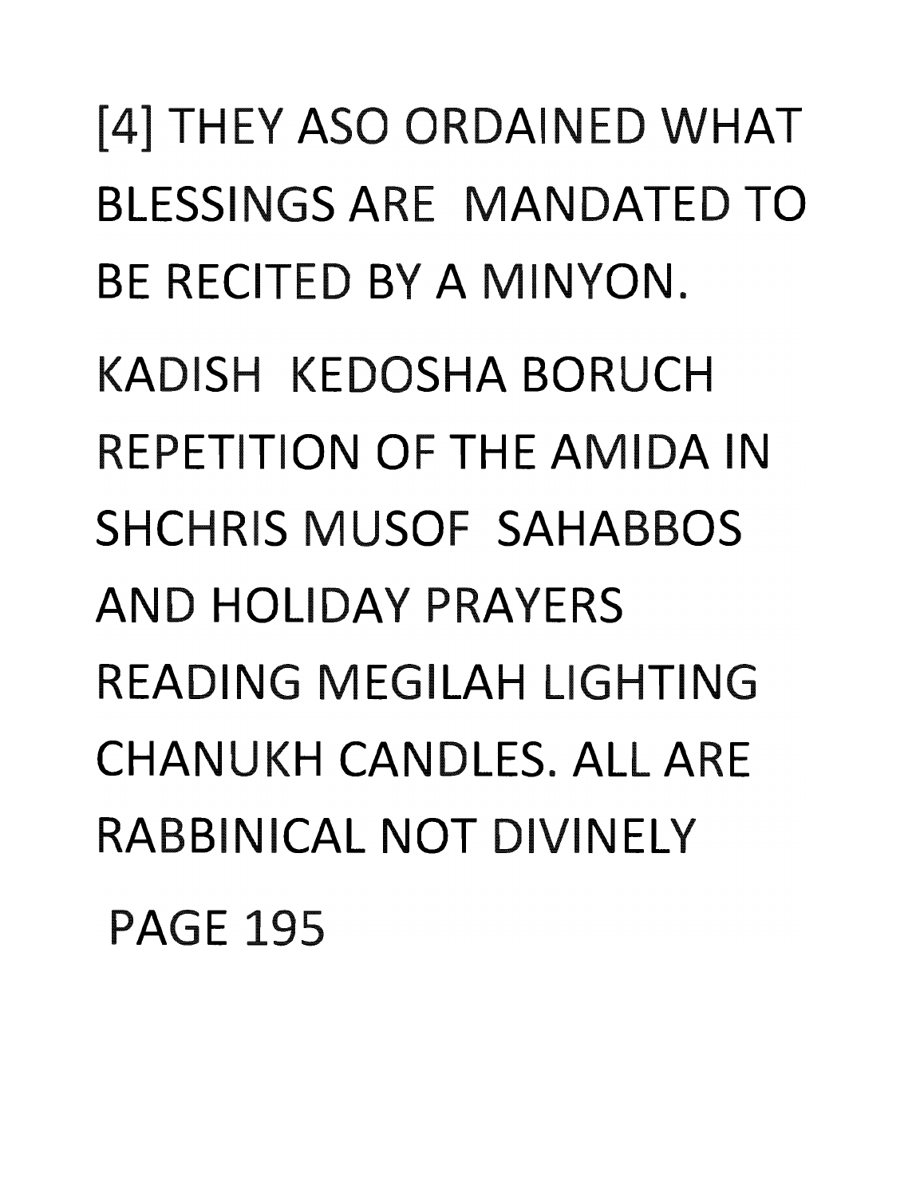[4] THEY ASO ORDAINED WHAT BLESSINGS ARE MANDATED TO BE RECITED BY A MINYON.

KADISH KEDOSHA BORUCH REPETITION OF THE AMIDA IN SHCHRIS MUSOF SAHABBOS AND HOLIDAY PRAYERS READING MEGILAH LIGHTING CHANUKH CANDLES. ALL ARE RABBINICAL NOT DIVINELY

PAGE 195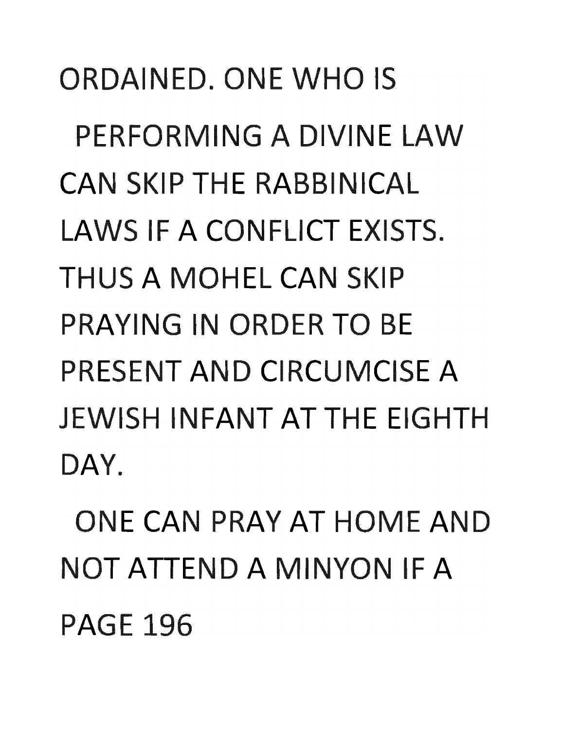ORDAINED. ONE WHO IS PERFORMING A DIVINE LAW CAN SKIP THE RABBINICAL LAWS IF A CONFLICT EXISTS. THUS A MOHEL CAN SKIP PRAYING IN ORDER TO BE PRESENT AND CIRCUMCISE A JEWISH INFANT AT THE EIGHTH DAY.

ONE CAN PRAY AT HOME AND NOT ATTEND A MINYON IF A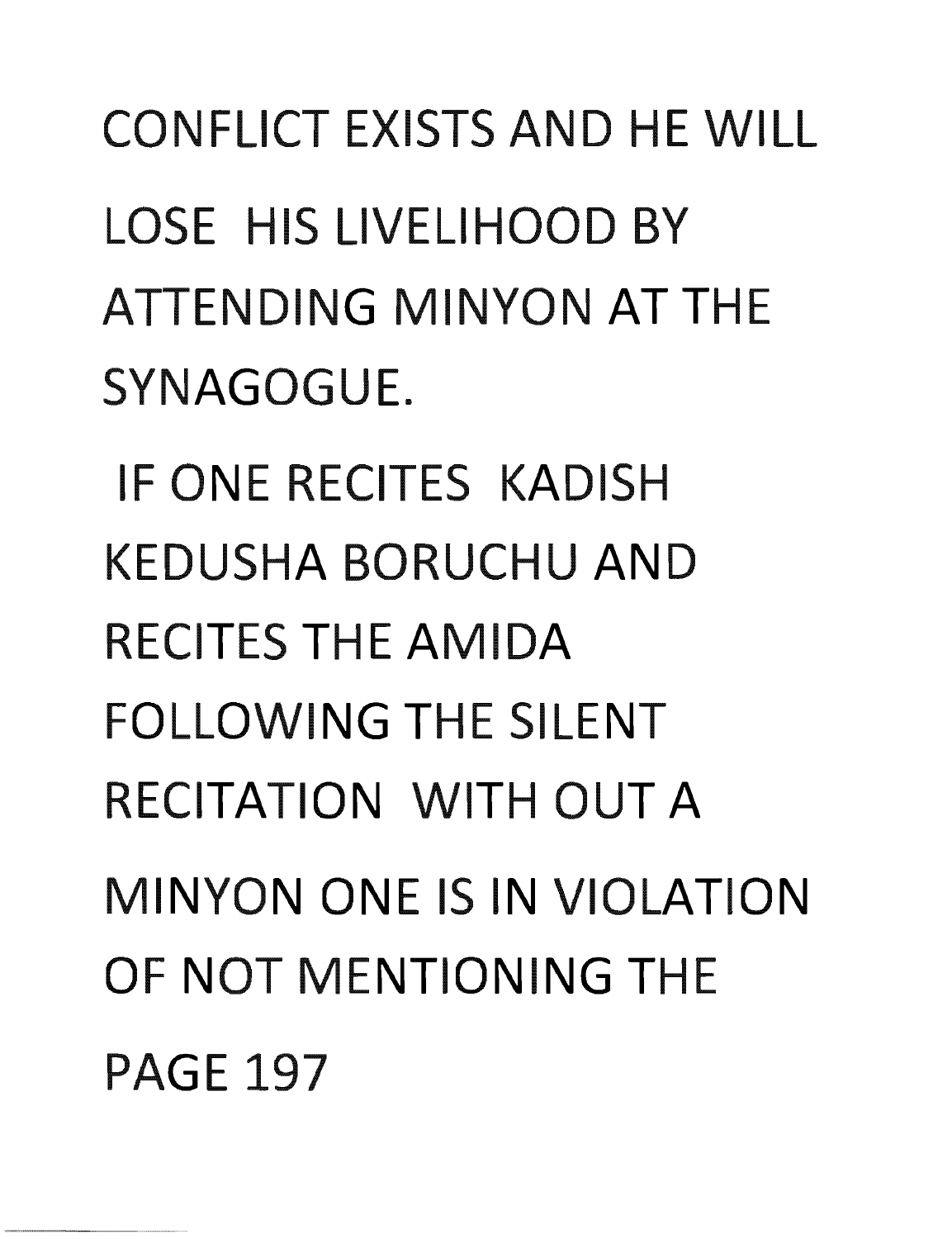CONFLICT EXISTS AND HE WILL LOSE HIS LIVELIHOOD BY ATTENDING MINYON AT THE SYNAGOGUE.

IF ONE RECITES KADISH KEDUSHA BORUCHU AND RECITES THE AMIDA FOLLOWING THE SILENT RECITATION WITH OUT A MINYON ONE IS IN VIOLATION OF NOT MENTIONING THE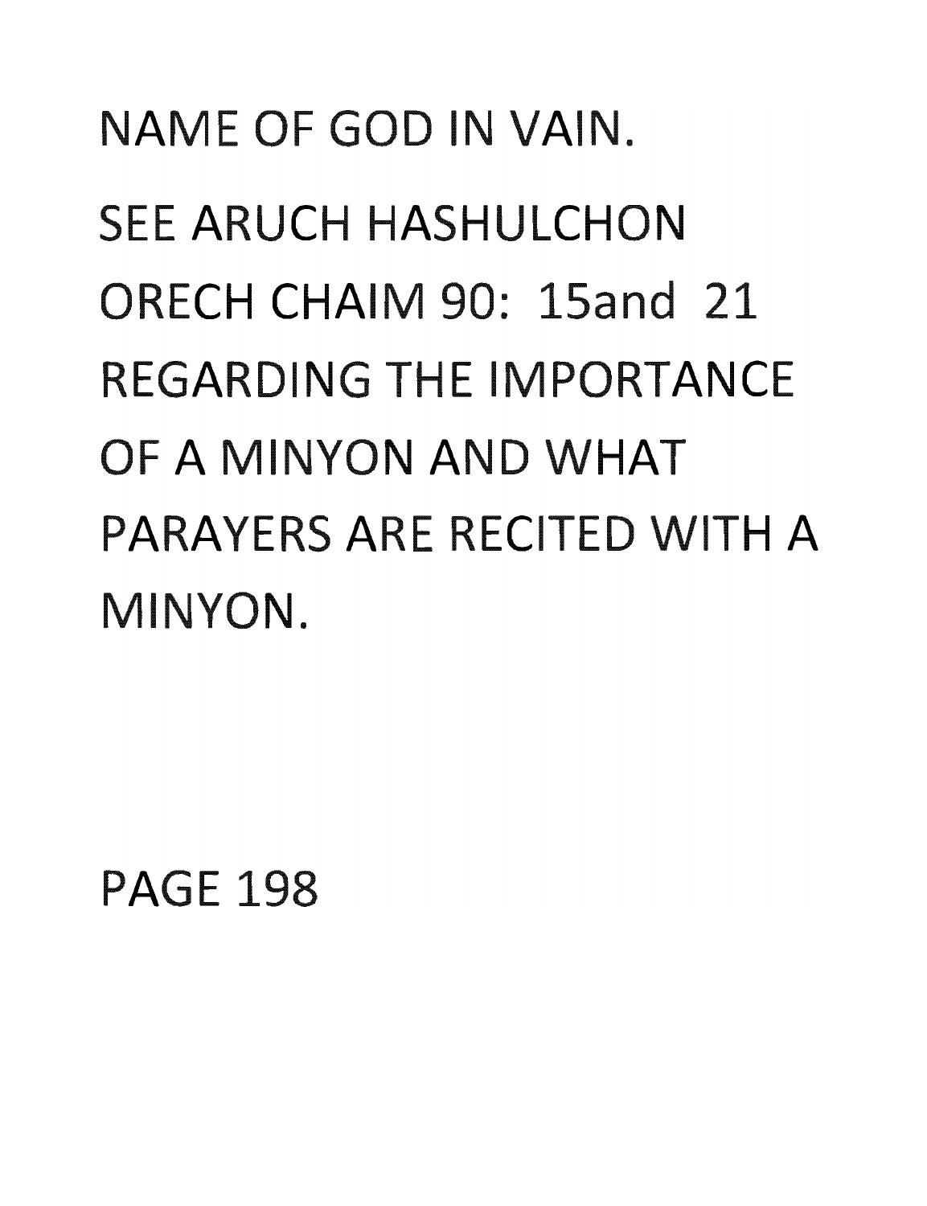NAME OF GOD IN VAIN.

SEE ARUCH HASHULCHON ORECH CHAIM 90: 15and 21 REGARDING THE IMPORTANCE OF A MINYON AND WHAT PARAYERS ARE RECITED WITH A MINYON.

PAGE 198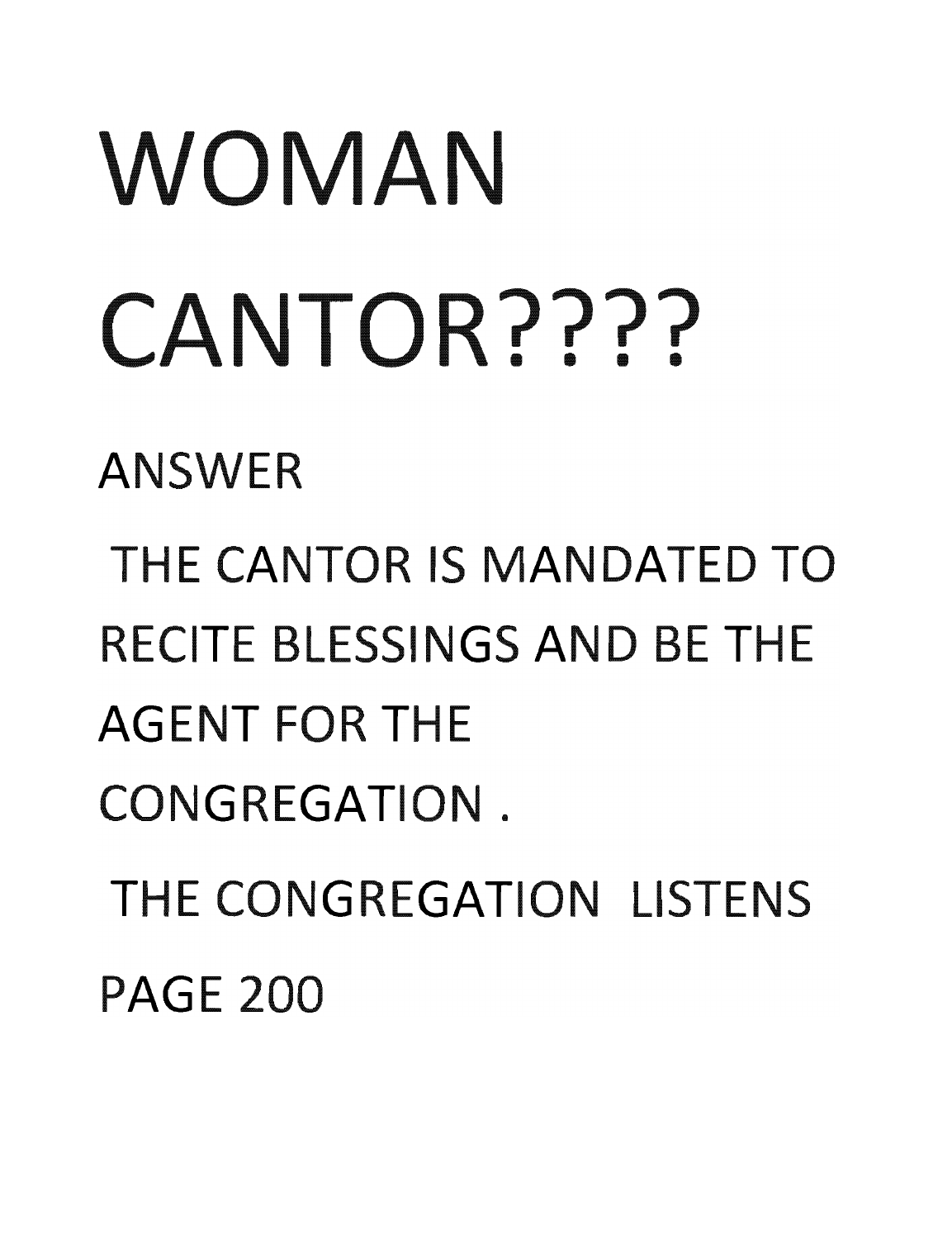# WOMAN CANTOR????

ANSWER

THE CANTOR IS MANDATED TO RECITE BLESSINGS AND BE THE AGENT FOR THE CONGREGATION .

THE CONGREGATION LISTENS

PAGE 200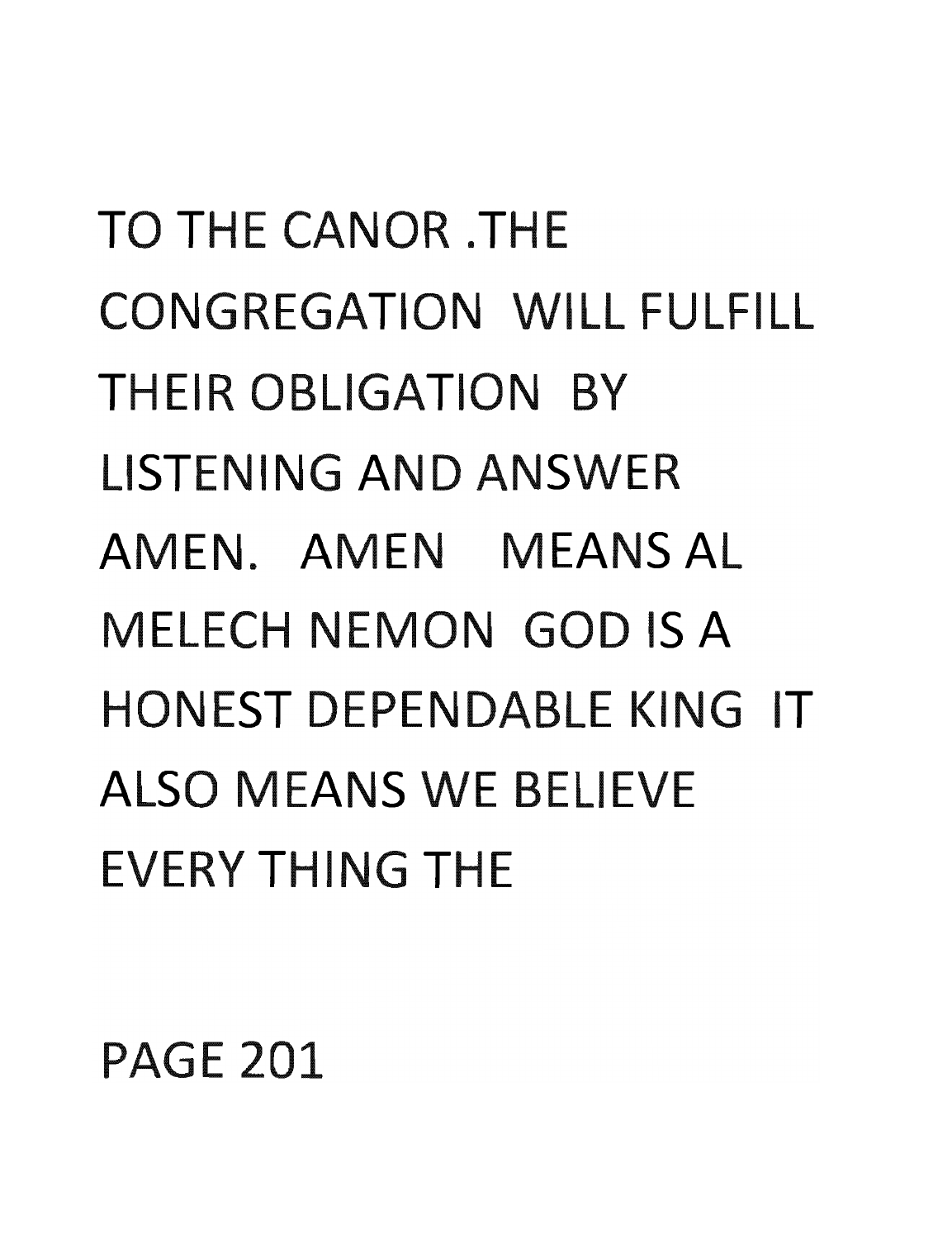TO THE CANOR .THE CONGREGATION WILL FULFILL THEIR OBLIGATION BY LISTENING AND ANSWER AMEN. AMEN MEANS AL MELECH NEMON GOD IS A HONEST DEPENDABLE KING IT ALSO MEANS WE BELIEVE EVERY THING THE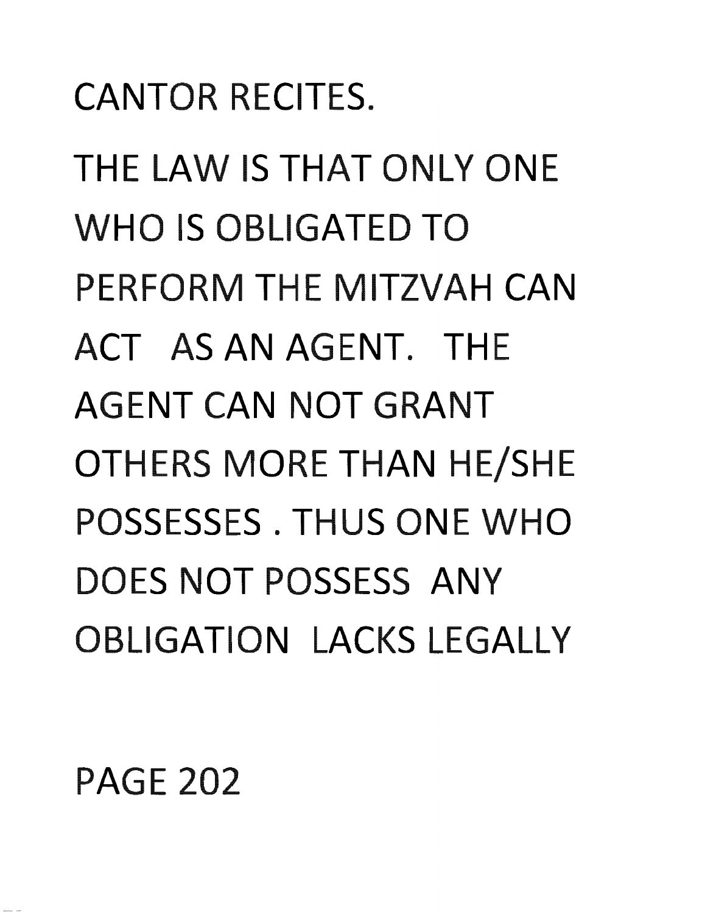CANTOR RECITES.

THE LAW IS THAT ONLY ONE WHO IS OBLIGATED TO PERFORM THE MITZVAH CAN ACT AS AN AGENT. THE AGENT CAN NOT GRANT OTHERS MORE THAN HE/SHE POSSESSES . THUS ONE WHO DOES NOT POSSESS ANY OBLIGATION LACKS LEGALLY

PAGE 202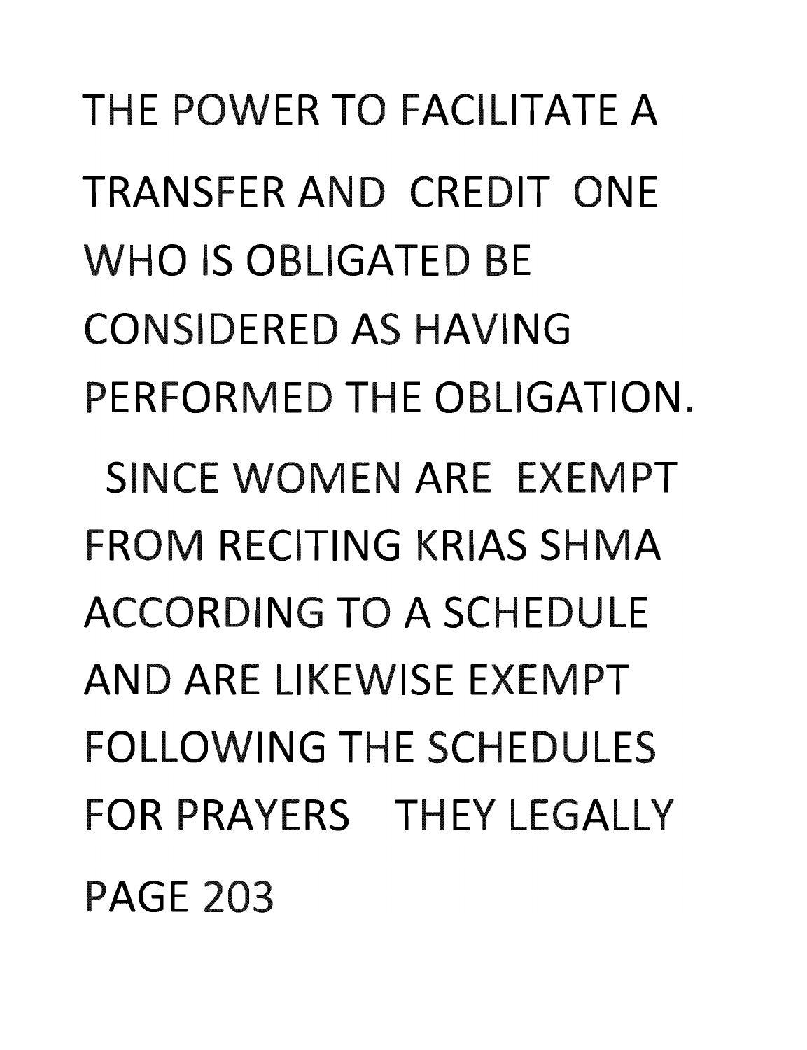THE POWER TO FACILITATE A TRANSFER AND CREDIT ONE WHO IS OBLIGATED BE CONSIDERED AS HAVING PERFORMED THE OBLIGATION.

SINCE WOMEN ARE EXEMPT FROM RECITING KRIAS SHMA ACCORDING TO A SCHEDULE AND ARE LIKEWISE EXEMPT FOLLOWING THE SCHEDULES FOR PRAYERS THEY LEGALLY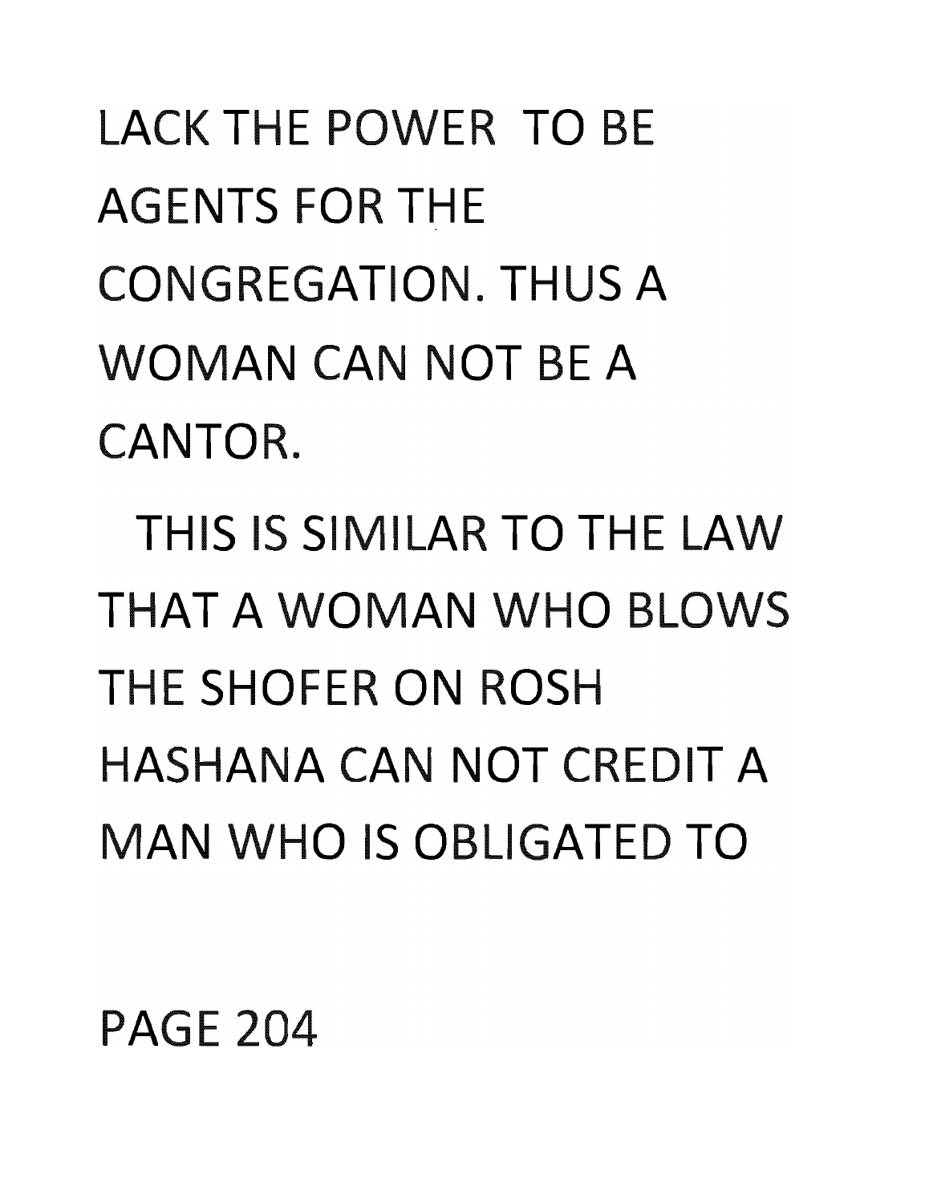LACK THE POWER TO BE AGENTS FOR THE CONGREGATION. THUS A WOMAN CAN NOT BE A CANTOR.

THIS IS SIMILAR TO THE LAW THAT A WOMAN WHO BLOWS THE SHOFER ON ROSH HASHANA CAN NOT CREDIT A MAN WHO IS OBLIGATED TO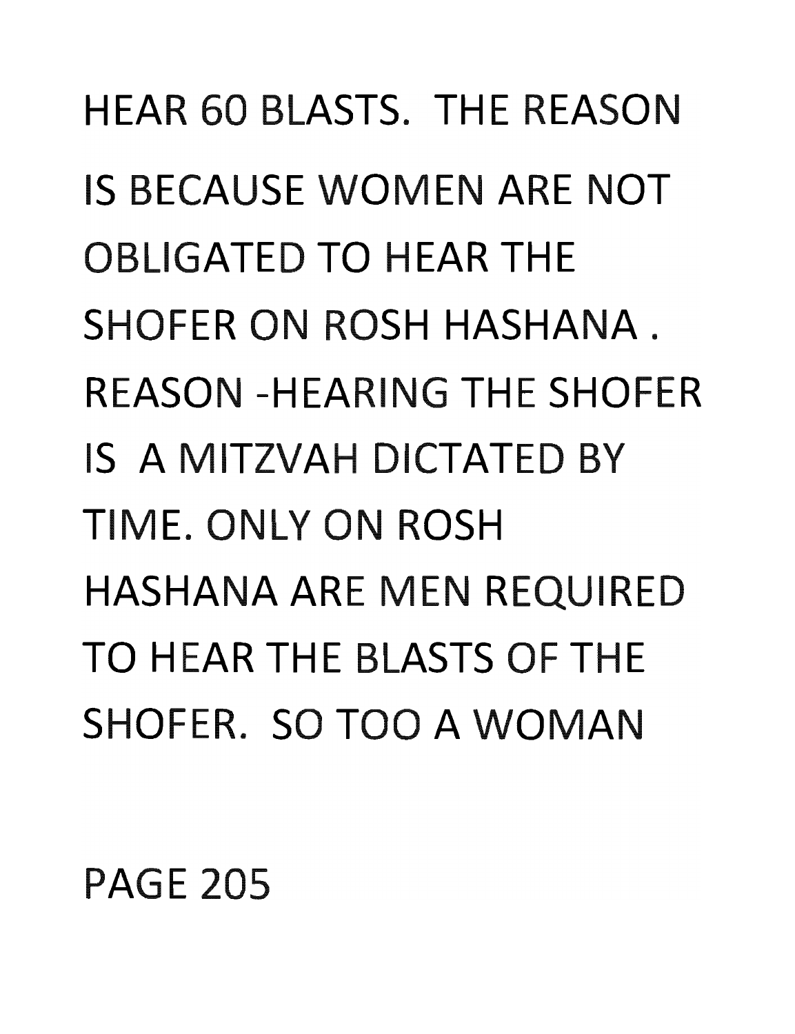HEAR 60 BLASTS. THE REASON IS BECAUSE WOMEN ARE NOT OBLIGATED TO HEAR THE SHOFER ON ROSH HASHANA . REASON -HEARING THE SHOFER IS A MITZVAH DICTATED BY TIME. ONLY ON ROSH HASHANA ARE MEN REQUIRED TO HEAR THE BLASTS OF THE SHOFER. SO TOO A WOMAN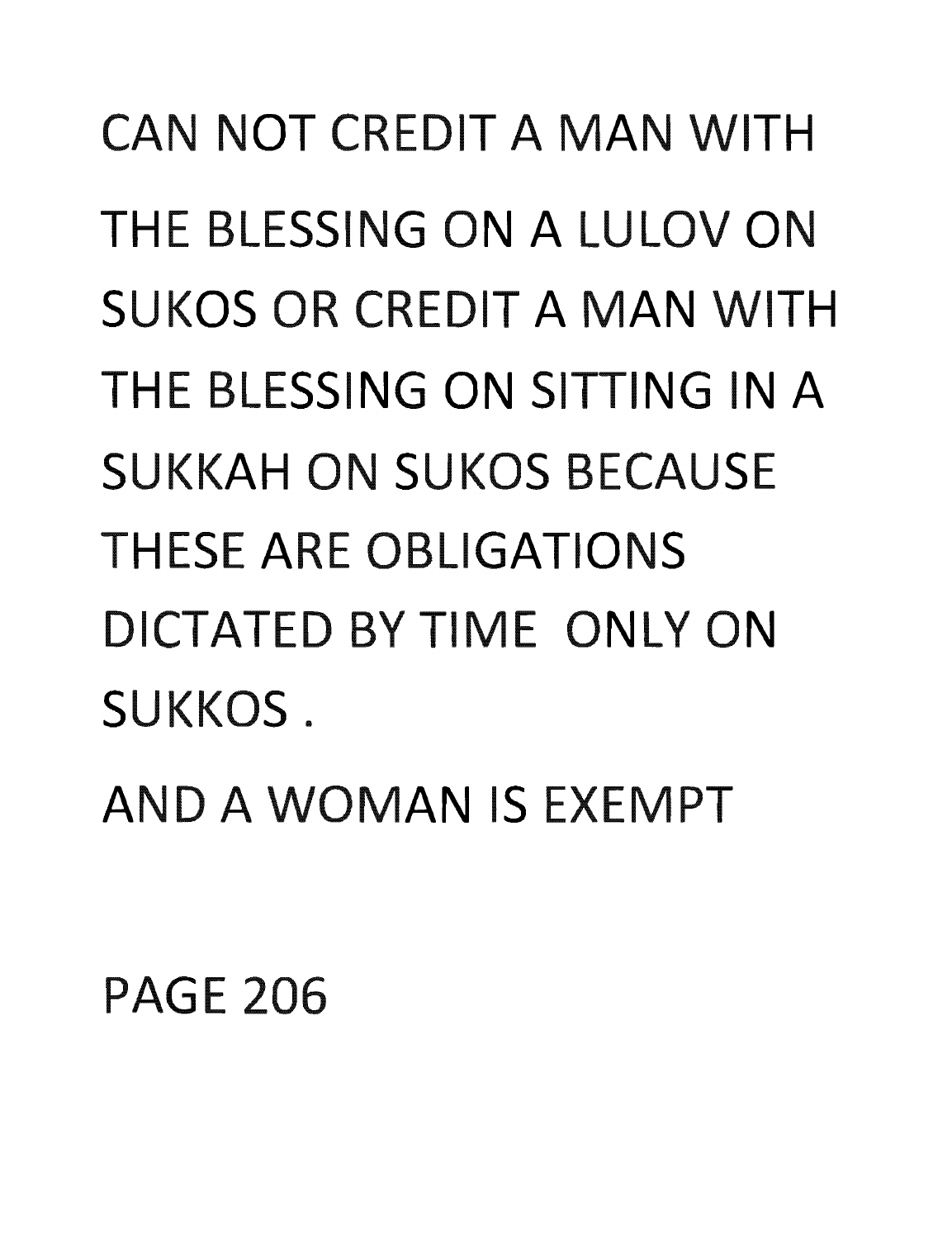CAN NOT CREDIT A MAN WITH THE BLESSING ON A LULOV ON SUKOS OR CREDIT A MAN WITH THE BLESSING ON SITTING IN A SUKKAH ON SUKOS BECAUSE THESE ARE OBLIGATIONS DICTATED BY TIME ONLY ON SUKKOS .

AND A WOMAN IS EXEMPT

PAGE 206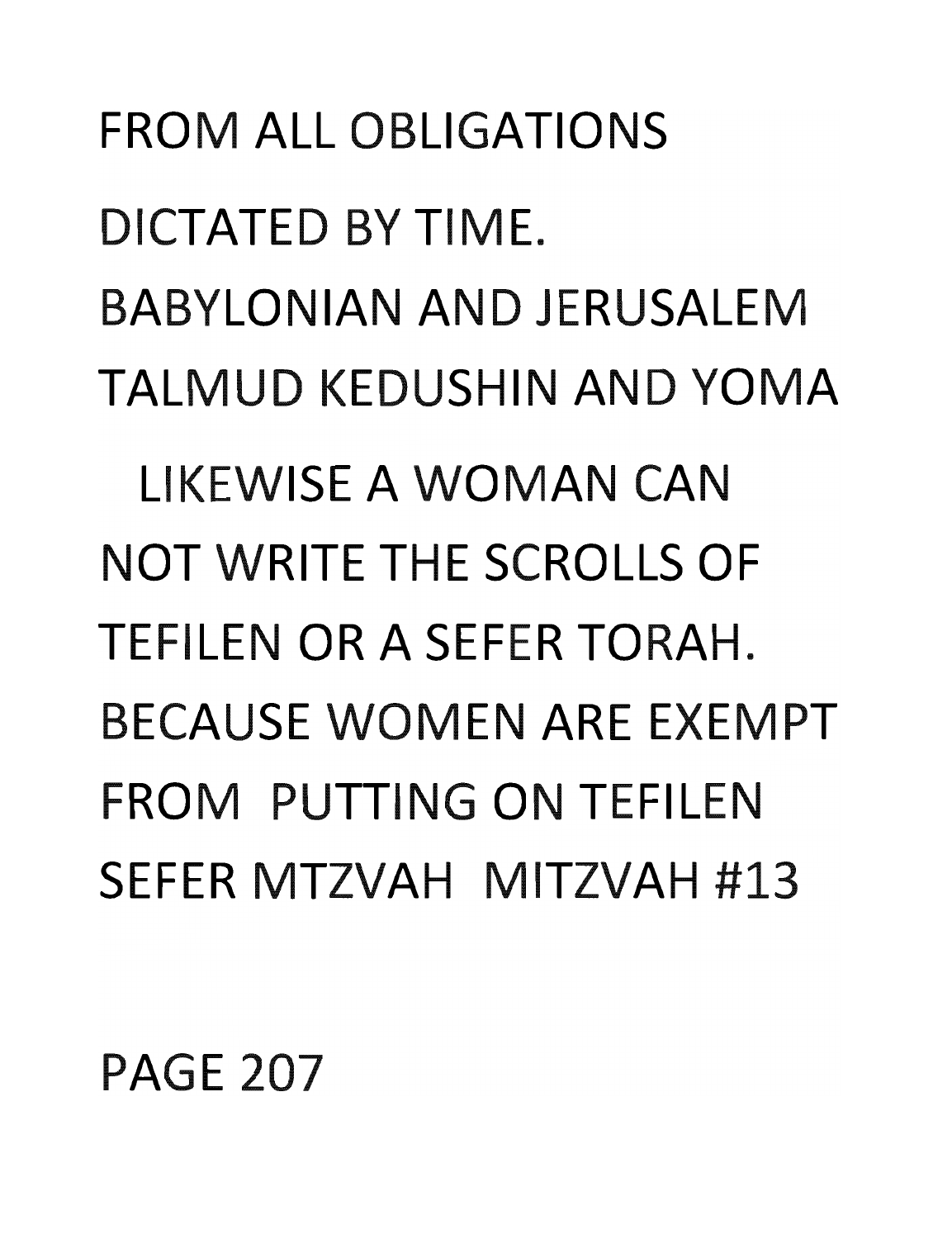FROM ALL OBLIGATIONS

DICTATED BY TIME.

BABYLONIAN AND JERUSALEM

TALMUD KEDUSHIN AND YOMA

LIKEWISE A WOMAN CAN

NOT WRITE THE SCROLLS OF

TEFILEN OR A SEFER TORAH.

BECAUSE WOMEN ARE EXEMPT

FROM PUTTING ON TEFILEN

SEFER MTZVAH MITZVAH #13

PAGE 207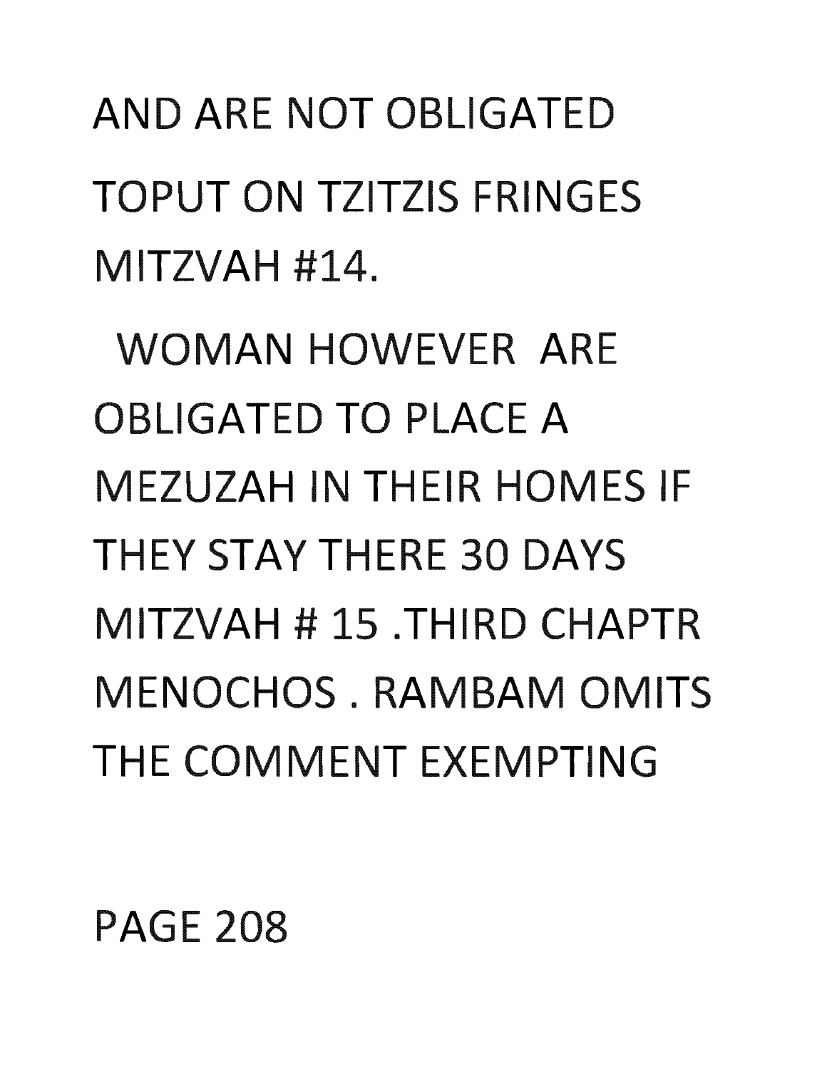AND ARE NOT OBLIGATED TOPUT ON TZITZIS FRINGES MITZVAH #14.

WOMAN HOWEVER ARE OBLIGATED TO PLACE A MEZUZAH IN THEIR HOMES IF THEY STAY THERE 30 DAYS MITZVAH # 15 .THIRD CHAPTR MENOCHOS . RAMBAM OMITS THE COMMENT EXEMPTING

PAGE 208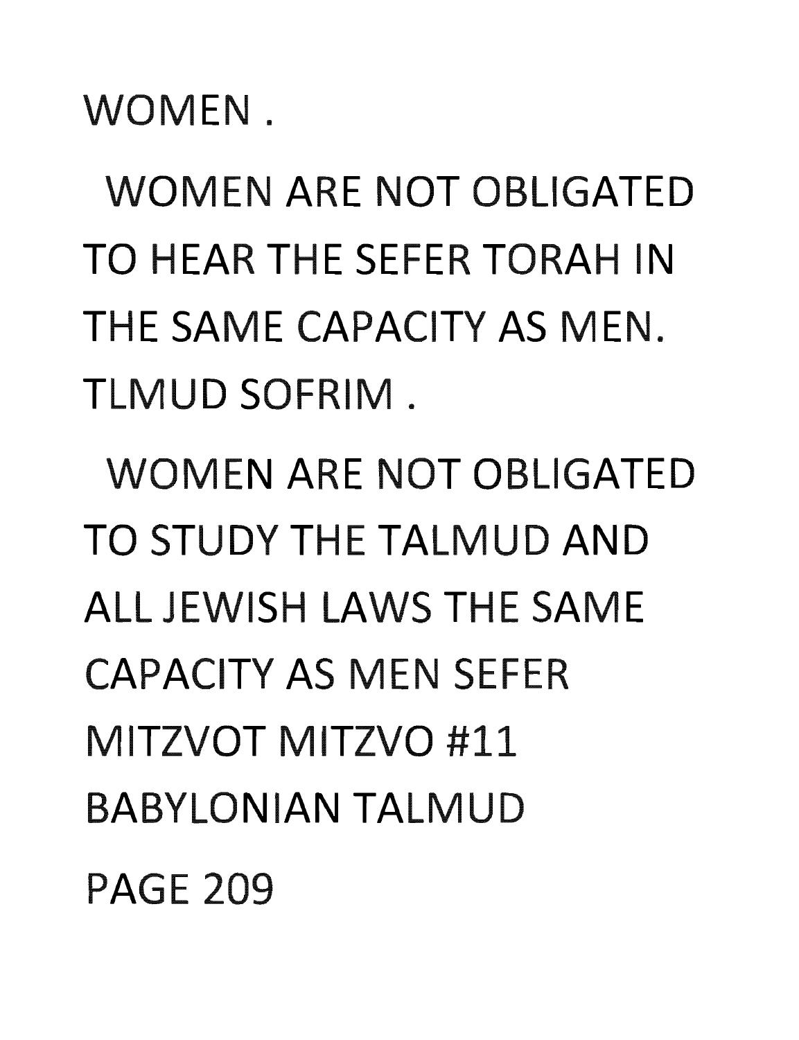WOMEN .

WOMEN ARE NOT OBLIGATED TO HEAR THE SEFER TORAH IN THE SAME CAPACITY AS MEN. TLMUD SOFRIM .

WOMEN ARE NOT OBLIGATED TO STUDY THE TALMUD AND ALL JEWISH LAWS THE SAME CAPACITY AS MEN SEFER MITZVOT MITZVO #11 BABYLONIAN TALMUD

PAGE 209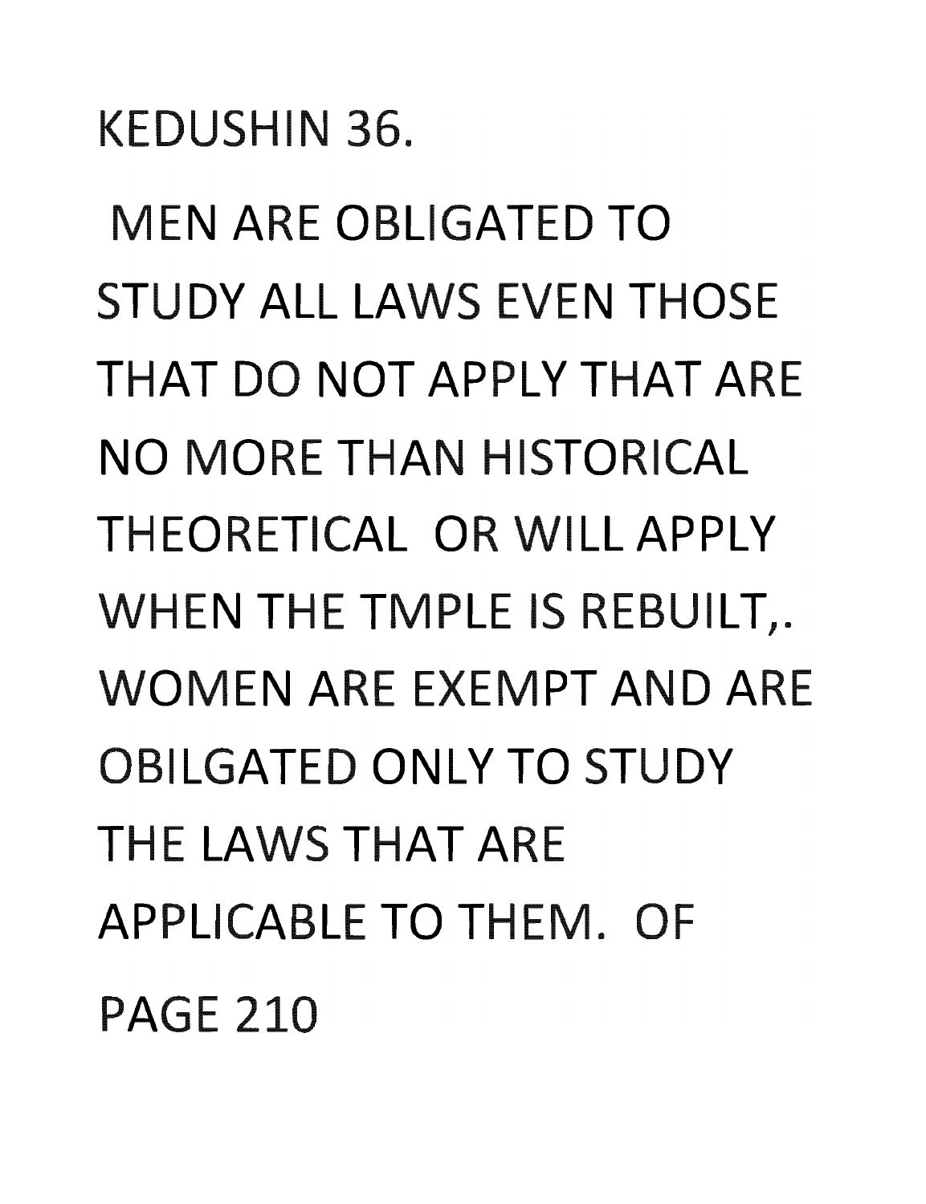KEDUSHIN 36.

MEN ARE OBLIGATED TO STUDY ALL LAWS EVEN THOSE THAT DO NOT APPLY THAT ARE NO MORE THAN HISTORICAL THEORETICAL OR WILL APPLY WHEN THE TMPLE IS REBUILT,. WOMEN ARE EXEMPT AND ARE OBILGATED ONLY TO STUDY THE LAWS THAT ARE APPLICABLE TO THEM. OF PAGE 210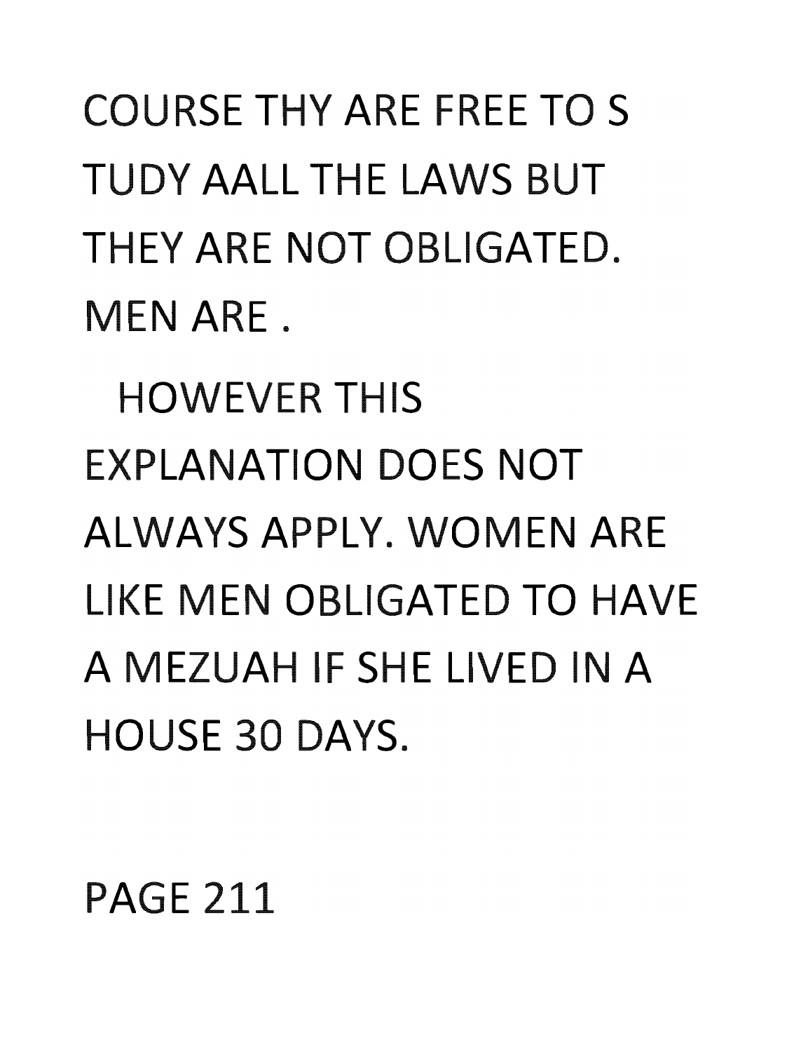COURSE THY ARE FREE TO S TUDY AALL THE LAWS BUT THEY ARE NOT OBLIGATED. MEN ARE .

HOWEVER THIS EXPLANATION DOES NOT ALWAYS APPLY. WOMEN ARE LIKE MEN OBLIGATED TO HAVE A MEZUAH IF SHE LIVED IN A HOUSE 30 DAYS.

PAGE 211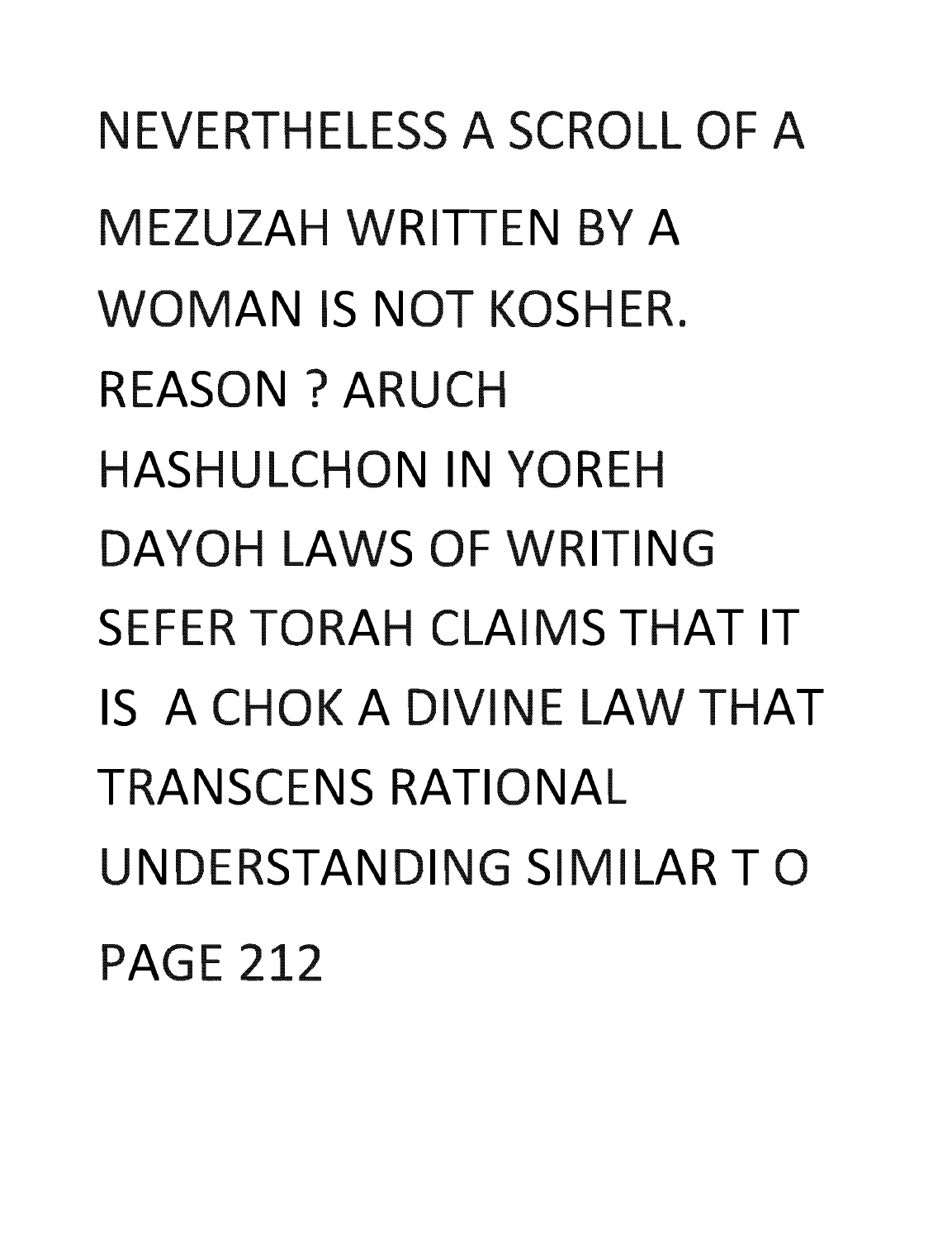NEVERTHELESS A SCROLL OF A MEZUZAH WRITTEN BY A WOMAN IS NOT KOSHER. REASON ? ARUCH HASHULCHON IN YOREH DAYOH LAWS OF WRITING SEFER TORAH CLAIMS THAT IT IS A CHOK A DIVINE LAW THAT TRANSCENS RATIONAL UNDERSTANDING SIMILAR T O PAGE 212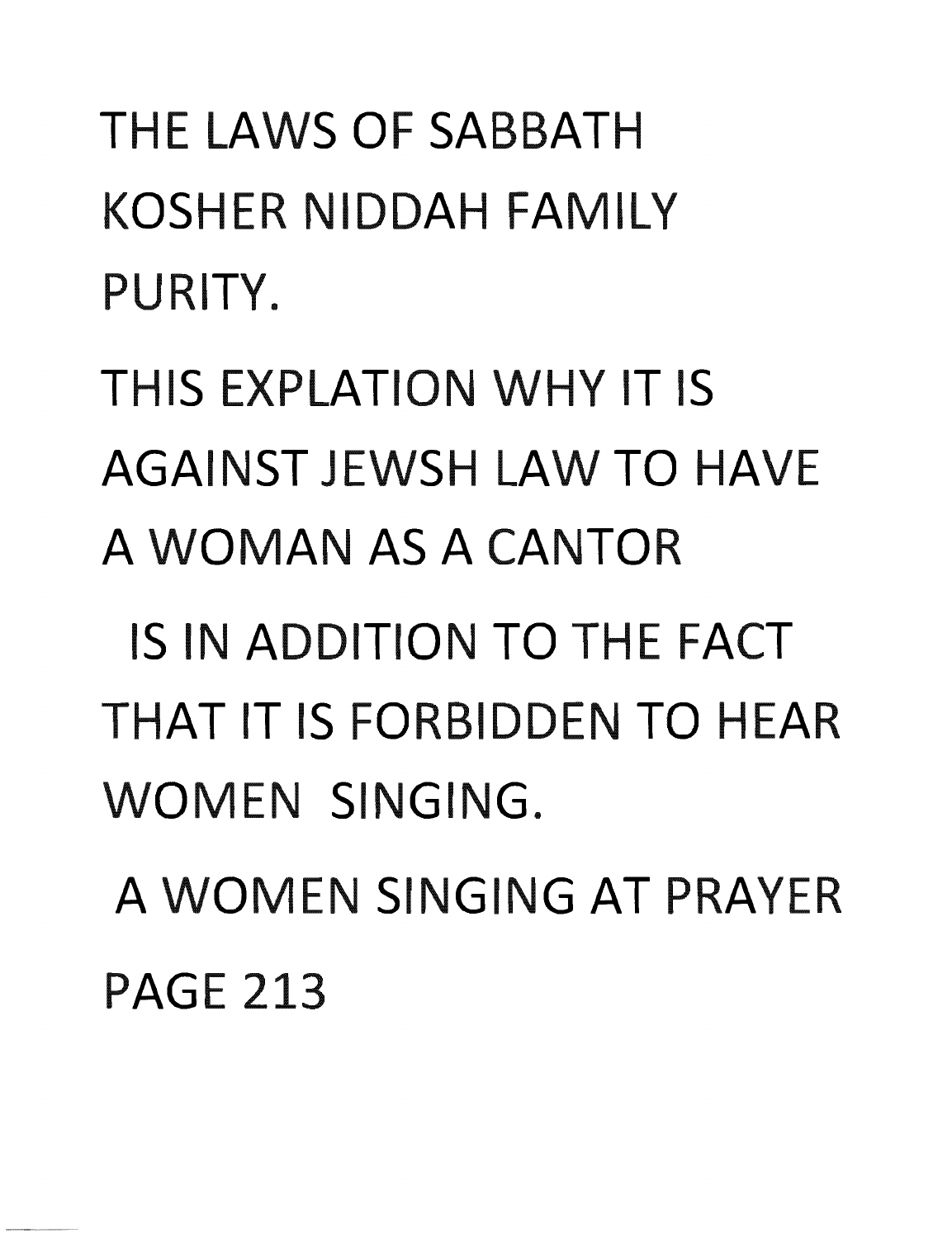THE LAWS OF SABBATH KOSHER NIDDAH FAMILY PURITY.

THIS EXPLATION WHY IT IS AGAINST JEWSH LAW TO HAVE A WOMAN AS A CANTOR

IS IN ADDITION TO THE FACT THAT IT IS FORBIDDEN TO HEAR WOMEN SINGING.

A WOMEN SINGING AT PRAYER

PAGE 213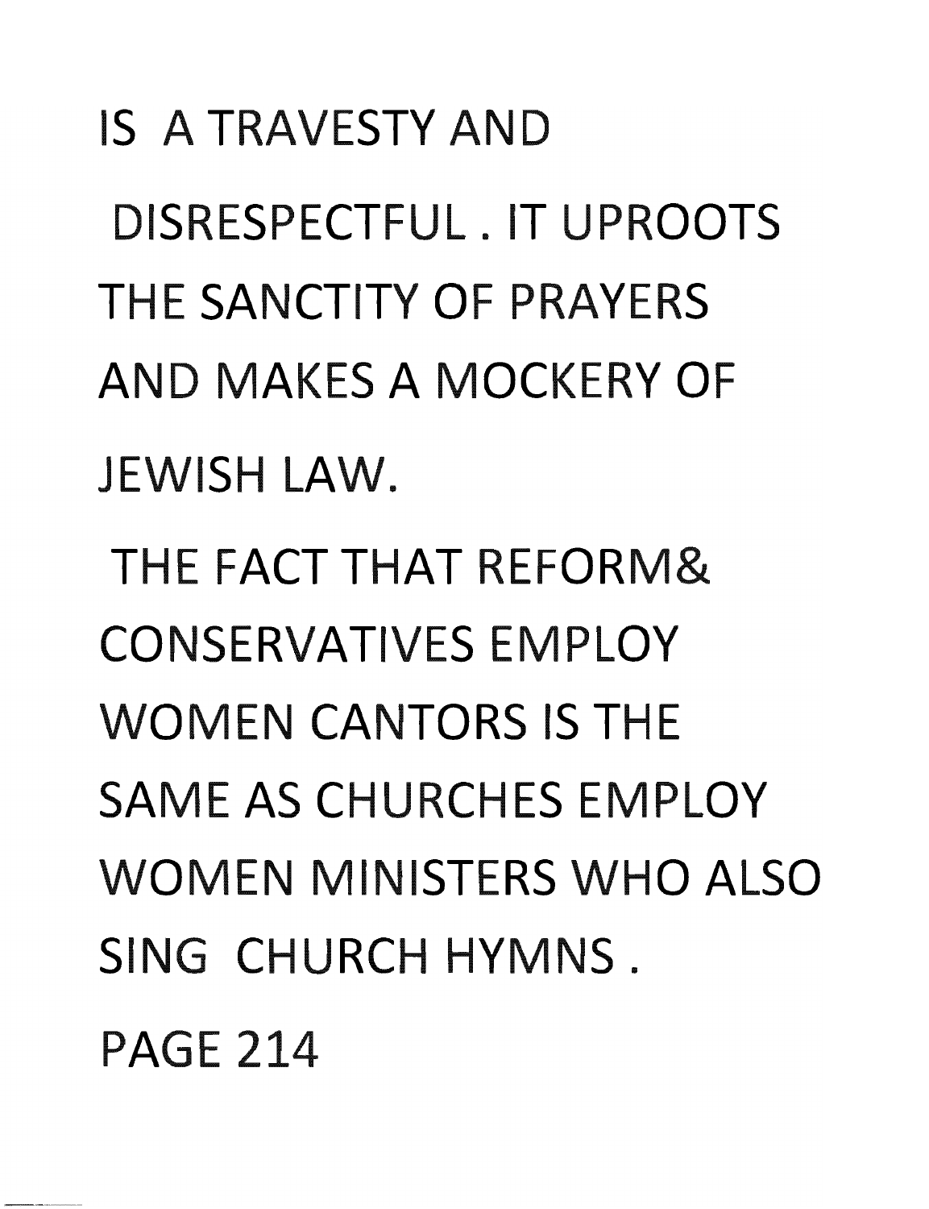IS A TRAVESTY AND DISRESPECTFUL . IT UPROOTS THE SANCTITY OF PRAYERS AND MAKES A MOCKERY OF JEWISH LAW.

THE FACT THAT REFORM& CONSERVATIVES EMPLOY WOMEN CANTORS IS THE SAME AS CHURCHES EMPLOY WOMEN MINISTERS WHO ALSO SING CHURCH HYMNS .

PAGE 214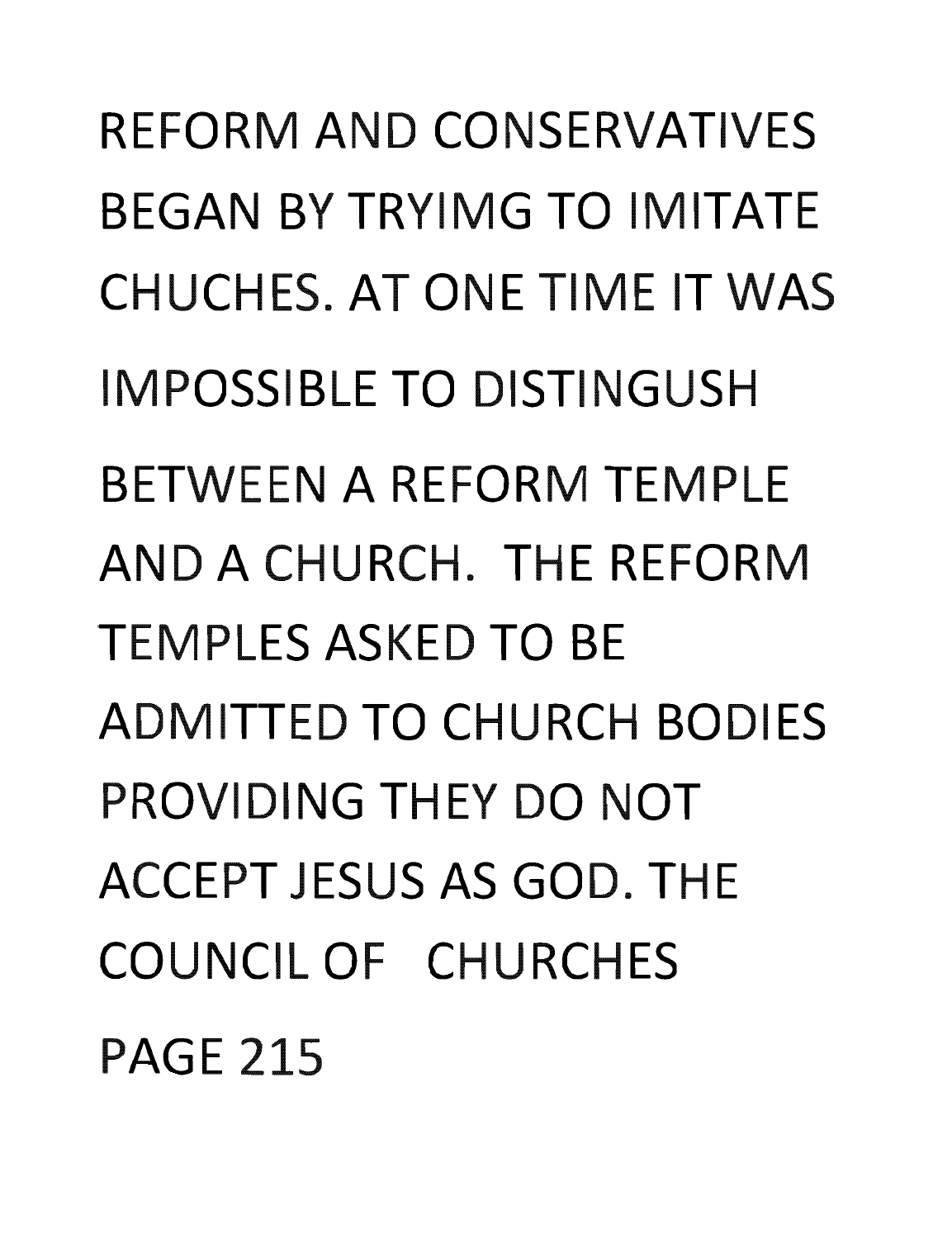REFORM AND CONSERVATIVES BEGAN BY TRYIMG TO IMITATE CHUCHES. AT ONE TIME IT WAS IMPOSSIBLE TO DISTINGUSH BETWEEN A REFORM TEMPLE AND A CHURCH. THE REFORM TEMPLES ASKED TO BE ADMITTED TO CHURCH BODIES PROVIDING THEY DO NOT ACCEPT JESUS AS GOD. THE COUNCIL OF CHURCHES

PAGE 215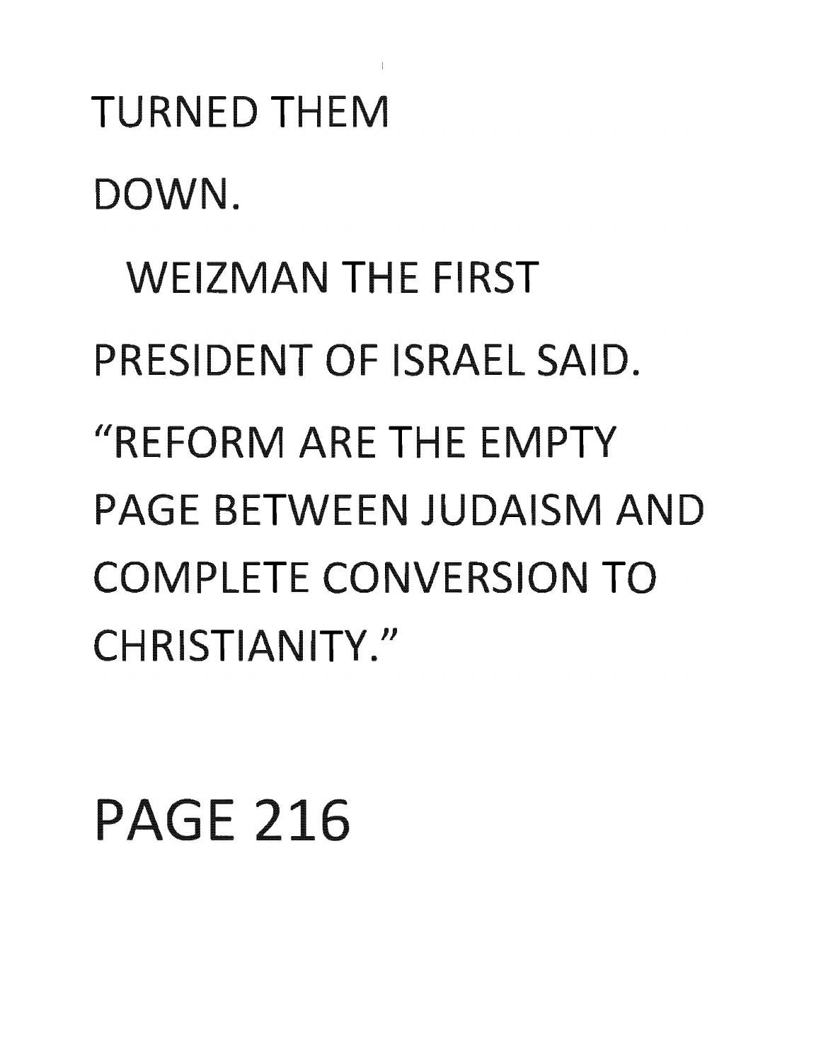TURNED THEM

DOWN.

WEIZMAN THE FIRST PRESIDENT OF ISRAEL SAID.

"REFORM ARE THE EMPTY PAGE BETWEEN JUDAISM AND COMPLETE CONVERSION TO CHRISTIANITY."

PAGE 216